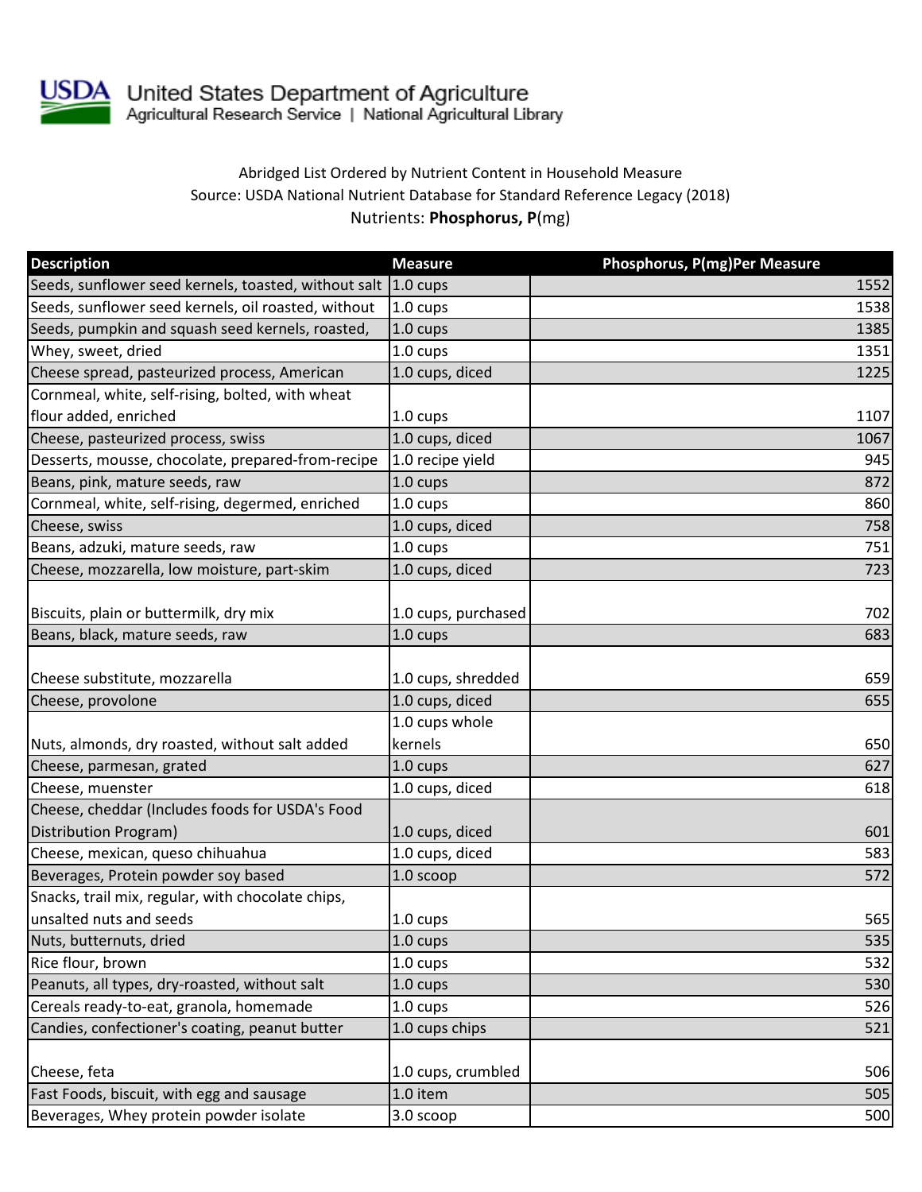United States Department of Agriculture
Agricultural Research Service | National Agricultural Library

Abridged List Ordered by Nutrient Content in Household Measure
Source: USDA National Nutrient Database for Standard Reference Legacy (2018)
Nutrients: **Phosphorus, P**(mg)

| Description | Measure | Phosphorus, P(mg)Per Measure |
|---|---|---|
| Seeds, sunflower seed kernels, toasted, without salt | 1.0 cups | 1552 |
| Seeds, sunflower seed kernels, oil roasted, without | 1.0 cups | 1538 |
| Seeds, pumpkin and squash seed kernels, roasted, | 1.0 cups | 1385 |
| Whey, sweet, dried | 1.0 cups | 1351 |
| Cheese spread, pasteurized process, American | 1.0 cups, diced | 1225 |
| Cornmeal, white, self-rising, bolted, with wheat flour added, enriched | 1.0 cups | 1107 |
| Cheese, pasteurized process, swiss | 1.0 cups, diced | 1067 |
| Desserts, mousse, chocolate, prepared-from-recipe | 1.0 recipe yield | 945 |
| Beans, pink, mature seeds, raw | 1.0 cups | 872 |
| Cornmeal, white, self-rising, degermed, enriched | 1.0 cups | 860 |
| Cheese, swiss | 1.0 cups, diced | 758 |
| Beans, adzuki, mature seeds, raw | 1.0 cups | 751 |
| Cheese, mozzarella, low moisture, part-skim | 1.0 cups, diced | 723 |
| Biscuits, plain or buttermilk, dry mix | 1.0 cups, purchased | 702 |
| Beans, black, mature seeds, raw | 1.0 cups | 683 |
| Cheese substitute, mozzarella | 1.0 cups, shredded | 659 |
| Cheese, provolone | 1.0 cups, diced | 655 |
| Nuts, almonds, dry roasted, without salt added | 1.0 cups whole kernels | 650 |
| Cheese, parmesan, grated | 1.0 cups | 627 |
| Cheese, muenster | 1.0 cups, diced | 618 |
| Cheese, cheddar (Includes foods for USDA's Food Distribution Program) | 1.0 cups, diced | 601 |
| Cheese, mexican, queso chihuahua | 1.0 cups, diced | 583 |
| Beverages, Protein powder soy based | 1.0 scoop | 572 |
| Snacks, trail mix, regular, with chocolate chips, unsalted nuts and seeds | 1.0 cups | 565 |
| Nuts, butternuts, dried | 1.0 cups | 535 |
| Rice flour, brown | 1.0 cups | 532 |
| Peanuts, all types, dry-roasted, without salt | 1.0 cups | 530 |
| Cereals ready-to-eat, granola, homemade | 1.0 cups | 526 |
| Candies, confectioner's coating, peanut butter | 1.0 cups chips | 521 |
| Cheese, feta | 1.0 cups, crumbled | 506 |
| Fast Foods, biscuit, with egg and sausage | 1.0 item | 505 |
| Beverages, Whey protein powder isolate | 3.0 scoop | 500 |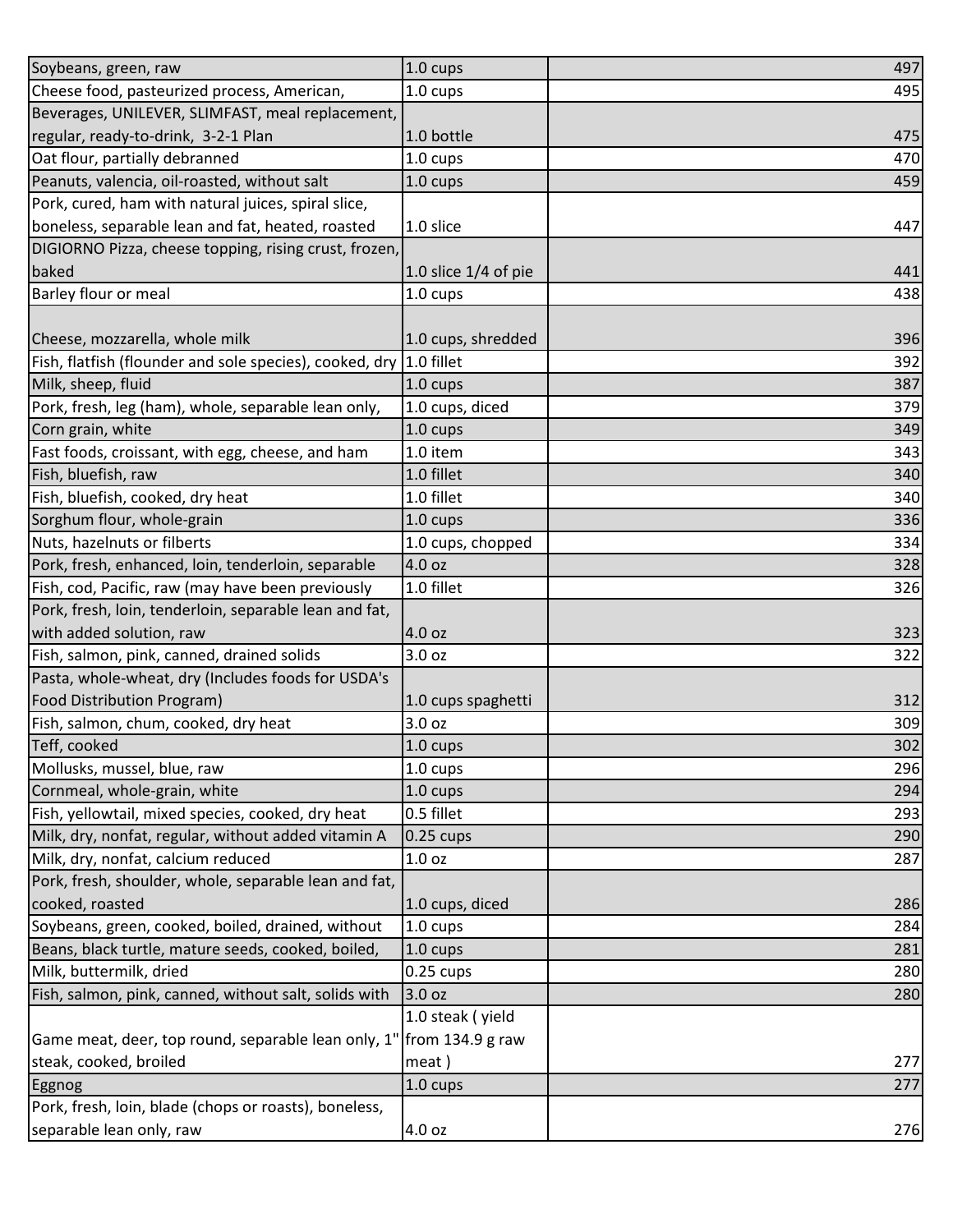| | | |
|---|---|---|
| Soybeans, green, raw | 1.0 cups | 497 |
| Cheese food, pasteurized process, American, | 1.0 cups | 495 |
| Beverages, UNILEVER, SLIMFAST, meal replacement, regular, ready-to-drink, 3-2-1 Plan | 1.0 bottle | 475 |
| Oat flour, partially debranned | 1.0 cups | 470 |
| Peanuts, valencia, oil-roasted, without salt | 1.0 cups | 459 |
| Pork, cured, ham with natural juices, spiral slice, boneless, separable lean and fat, heated, roasted | 1.0 slice | 447 |
| DIGIORNO Pizza, cheese topping, rising crust, frozen, baked | 1.0 slice 1/4 of pie | 441 |
| Barley flour or meal | 1.0 cups | 438 |
| Cheese, mozzarella, whole milk | 1.0 cups, shredded | 396 |
| Fish, flatfish (flounder and sole species), cooked, dry | 1.0 fillet | 392 |
| Milk, sheep, fluid | 1.0 cups | 387 |
| Pork, fresh, leg (ham), whole, separable lean only, | 1.0 cups, diced | 379 |
| Corn grain, white | 1.0 cups | 349 |
| Fast foods, croissant, with egg, cheese, and ham | 1.0 item | 343 |
| Fish, bluefish, raw | 1.0 fillet | 340 |
| Fish, bluefish, cooked, dry heat | 1.0 fillet | 340 |
| Sorghum flour, whole-grain | 1.0 cups | 336 |
| Nuts, hazelnuts or filberts | 1.0 cups, chopped | 334 |
| Pork, fresh, enhanced, loin, tenderloin, separable | 4.0 oz | 328 |
| Fish, cod, Pacific, raw (may have been previously | 1.0 fillet | 326 |
| Pork, fresh, loin, tenderloin, separable lean and fat, with added solution, raw | 4.0 oz | 323 |
| Fish, salmon, pink, canned, drained solids | 3.0 oz | 322 |
| Pasta, whole-wheat, dry (Includes foods for USDA's Food Distribution Program) | 1.0 cups spaghetti | 312 |
| Fish, salmon, chum, cooked, dry heat | 3.0 oz | 309 |
| Teff, cooked | 1.0 cups | 302 |
| Mollusks, mussel, blue, raw | 1.0 cups | 296 |
| Cornmeal, whole-grain, white | 1.0 cups | 294 |
| Fish, yellowtail, mixed species, cooked, dry heat | 0.5 fillet | 293 |
| Milk, dry, nonfat, regular, without added vitamin A | 0.25 cups | 290 |
| Milk, dry, nonfat, calcium reduced | 1.0 oz | 287 |
| Pork, fresh, shoulder, whole, separable lean and fat, cooked, roasted | 1.0 cups, diced | 286 |
| Soybeans, green, cooked, boiled, drained, without | 1.0 cups | 284 |
| Beans, black turtle, mature seeds, cooked, boiled, | 1.0 cups | 281 |
| Milk, buttermilk, dried | 0.25 cups | 280 |
| Fish, salmon, pink, canned, without salt, solids with | 3.0 oz | 280 |
| Game meat, deer, top round, separable lean only, 1" steak, cooked, broiled | 1.0 steak ( yield from 134.9 g raw meat ) | 277 |
| Eggnog | 1.0 cups | 277 |
| Pork, fresh, loin, blade (chops or roasts), boneless, separable lean only, raw | 4.0 oz | 276 |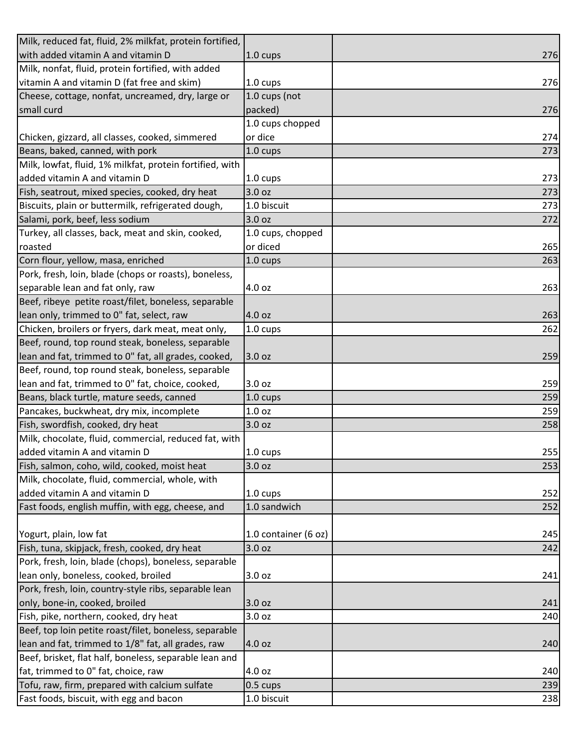| | | |
|---|---|---|
| Milk, reduced fat, fluid, 2% milkfat, protein fortified, with added vitamin A and vitamin D | 1.0 cups | 276 |
| Milk, nonfat, fluid, protein fortified, with added vitamin A and vitamin D (fat free and skim) | 1.0 cups | 276 |
| Cheese, cottage, nonfat, uncreamed, dry, large or small curd | 1.0 cups (not packed) | 276 |
| Chicken, gizzard, all classes, cooked, simmered | 1.0 cups chopped or dice | 274 |
| Beans, baked, canned, with pork | 1.0 cups | 273 |
| Milk, lowfat, fluid, 1% milkfat, protein fortified, with added vitamin A and vitamin D | 1.0 cups | 273 |
| Fish, seatrout, mixed species, cooked, dry heat | 3.0 oz | 273 |
| Biscuits, plain or buttermilk, refrigerated dough, | 1.0 biscuit | 273 |
| Salami, pork, beef, less sodium | 3.0 oz | 272 |
| Turkey, all classes, back, meat and skin, cooked, roasted | 1.0 cups, chopped or diced | 265 |
| Corn flour, yellow, masa, enriched | 1.0 cups | 263 |
| Pork, fresh, loin, blade (chops or roasts), boneless, separable lean and fat only, raw | 4.0 oz | 263 |
| Beef, ribeye petite roast/filet, boneless, separable lean only, trimmed to 0" fat, select, raw | 4.0 oz | 263 |
| Chicken, broilers or fryers, dark meat, meat only, | 1.0 cups | 262 |
| Beef, round, top round steak, boneless, separable lean and fat, trimmed to 0" fat, all grades, cooked, | 3.0 oz | 259 |
| Beef, round, top round steak, boneless, separable lean and fat, trimmed to 0" fat, choice, cooked, | 3.0 oz | 259 |
| Beans, black turtle, mature seeds, canned | 1.0 cups | 259 |
| Pancakes, buckwheat, dry mix, incomplete | 1.0 oz | 259 |
| Fish, swordfish, cooked, dry heat | 3.0 oz | 258 |
| Milk, chocolate, fluid, commercial, reduced fat, with added vitamin A and vitamin D | 1.0 cups | 255 |
| Fish, salmon, coho, wild, cooked, moist heat | 3.0 oz | 253 |
| Milk, chocolate, fluid, commercial, whole, with added vitamin A and vitamin D | 1.0 cups | 252 |
| Fast foods, english muffin, with egg, cheese, and | 1.0 sandwich | 252 |
| Yogurt, plain, low fat | 1.0 container (6 oz) | 245 |
| Fish, tuna, skipjack, fresh, cooked, dry heat | 3.0 oz | 242 |
| Pork, fresh, loin, blade (chops), boneless, separable lean only, boneless, cooked, broiled | 3.0 oz | 241 |
| Pork, fresh, loin, country-style ribs, separable lean only, bone-in, cooked, broiled | 3.0 oz | 241 |
| Fish, pike, northern, cooked, dry heat | 3.0 oz | 240 |
| Beef, top loin petite roast/filet, boneless, separable lean and fat, trimmed to 1/8" fat, all grades, raw | 4.0 oz | 240 |
| Beef, brisket, flat half, boneless, separable lean and fat, trimmed to 0" fat, choice, raw | 4.0 oz | 240 |
| Tofu, raw, firm, prepared with calcium sulfate | 0.5 cups | 239 |
| Fast foods, biscuit, with egg and bacon | 1.0 biscuit | 238 |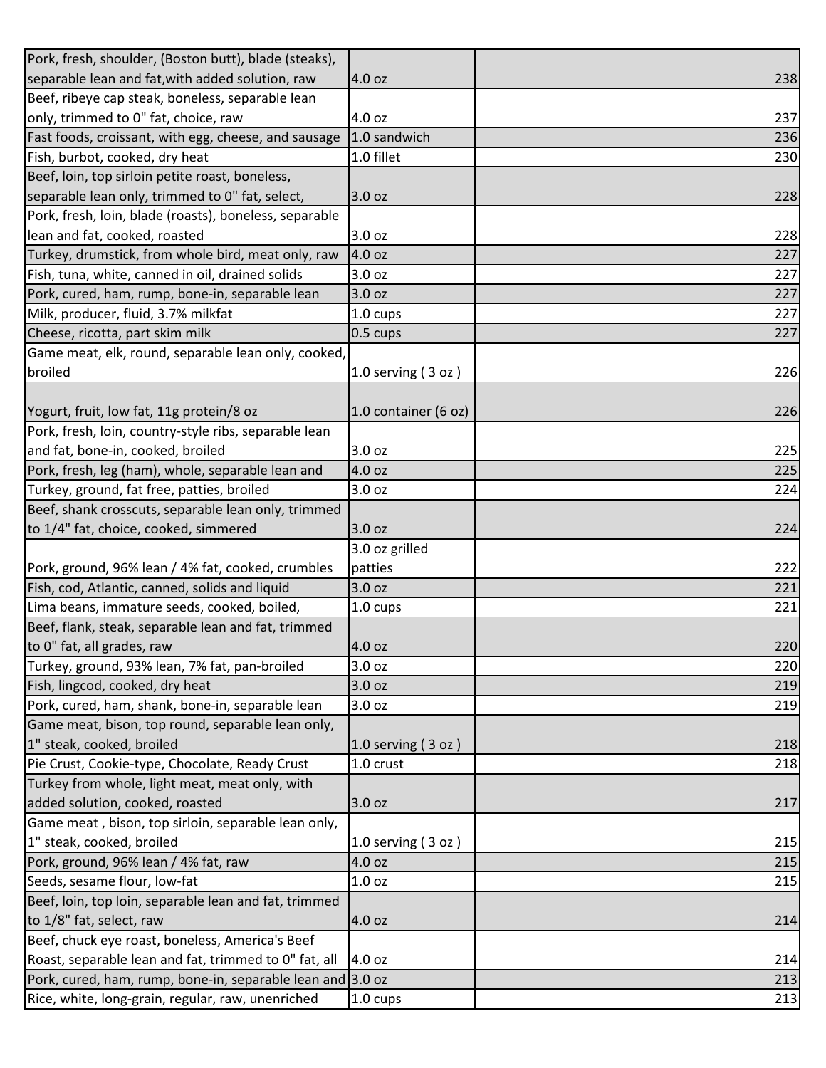| | | |
|---|---|---|
| Pork, fresh, shoulder, (Boston butt), blade (steaks), separable lean and fat,with added solution, raw | 4.0 oz | 238 |
| Beef, ribeye cap steak, boneless, separable lean only, trimmed to 0" fat, choice, raw | 4.0 oz | 237 |
| Fast foods, croissant, with egg, cheese, and sausage | 1.0 sandwich | 236 |
| Fish, burbot, cooked, dry heat | 1.0 fillet | 230 |
| Beef, loin, top sirloin petite roast, boneless, separable lean only, trimmed to 0" fat, select, | 3.0 oz | 228 |
| Pork, fresh, loin, blade (roasts), boneless, separable lean and fat, cooked, roasted | 3.0 oz | 228 |
| Turkey, drumstick, from whole bird, meat only, raw | 4.0 oz | 227 |
| Fish, tuna, white, canned in oil, drained solids | 3.0 oz | 227 |
| Pork, cured, ham, rump, bone-in, separable lean | 3.0 oz | 227 |
| Milk, producer, fluid, 3.7% milkfat | 1.0 cups | 227 |
| Cheese, ricotta, part skim milk | 0.5 cups | 227 |
| Game meat, elk, round, separable lean only, cooked, broiled | 1.0 serving ( 3 oz ) | 226 |
| Yogurt, fruit, low fat, 11g protein/8 oz | 1.0 container (6 oz) | 226 |
| Pork, fresh, loin, country-style ribs, separable lean and fat, bone-in, cooked, broiled | 3.0 oz | 225 |
| Pork, fresh, leg (ham), whole, separable lean and | 4.0 oz | 225 |
| Turkey, ground, fat free, patties, broiled | 3.0 oz | 224 |
| Beef, shank crosscuts, separable lean only, trimmed to 1/4" fat, choice, cooked, simmered | 3.0 oz | 224 |
| Pork, ground, 96% lean / 4% fat, cooked, crumbles | 3.0 oz grilled patties | 222 |
| Fish, cod, Atlantic, canned, solids and liquid | 3.0 oz | 221 |
| Lima beans, immature seeds, cooked, boiled, | 1.0 cups | 221 |
| Beef, flank, steak, separable lean and fat, trimmed to 0" fat, all grades, raw | 4.0 oz | 220 |
| Turkey, ground, 93% lean, 7% fat, pan-broiled | 3.0 oz | 220 |
| Fish, lingcod, cooked, dry heat | 3.0 oz | 219 |
| Pork, cured, ham, shank, bone-in, separable lean | 3.0 oz | 219 |
| Game meat, bison, top round, separable lean only, 1" steak, cooked, broiled | 1.0 serving ( 3 oz ) | 218 |
| Pie Crust, Cookie-type, Chocolate, Ready Crust | 1.0 crust | 218 |
| Turkey from whole, light meat, meat only, with added solution, cooked, roasted | 3.0 oz | 217 |
| Game meat , bison, top sirloin, separable lean only, 1" steak, cooked, broiled | 1.0 serving ( 3 oz ) | 215 |
| Pork, ground, 96% lean / 4% fat, raw | 4.0 oz | 215 |
| Seeds, sesame flour, low-fat | 1.0 oz | 215 |
| Beef, loin, top loin, separable lean and fat, trimmed to 1/8" fat, select, raw | 4.0 oz | 214 |
| Beef, chuck eye roast, boneless, America's Beef Roast, separable lean and fat, trimmed to 0" fat, all | 4.0 oz | 214 |
| Pork, cured, ham, rump, bone-in, separable lean and | 3.0 oz | 213 |
| Rice, white, long-grain, regular, raw, unenriched | 1.0 cups | 213 |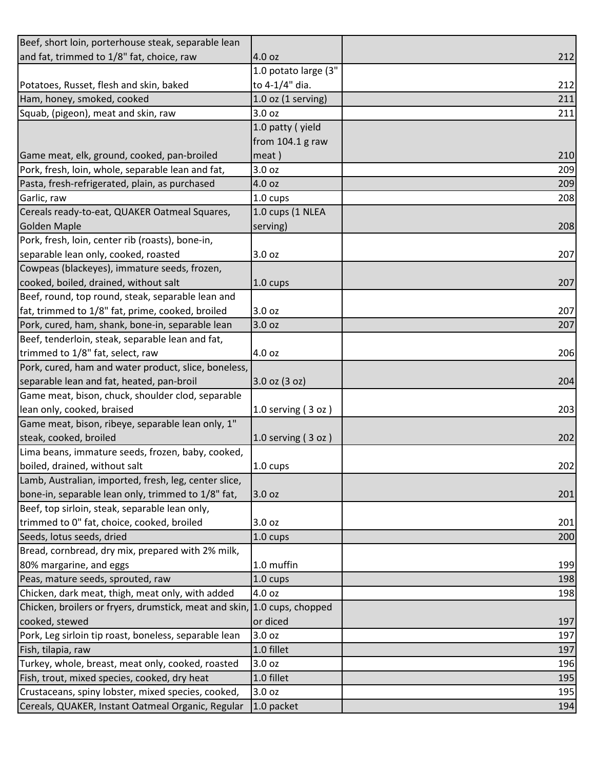| | | |
|---|---|---|
| Beef, short loin, porterhouse steak, separable lean and fat, trimmed to 1/8" fat, choice, raw | 4.0 oz | 212 |
| Potatoes, Russet, flesh and skin, baked | 1.0 potato large (3" to 4-1/4" dia. | 212 |
| Ham, honey, smoked, cooked | 1.0 oz (1 serving) | 211 |
| Squab, (pigeon), meat and skin, raw | 3.0 oz | 211 |
| Game meat, elk, ground, cooked, pan-broiled | 1.0 patty ( yield from 104.1 g raw meat ) | 210 |
| Pork, fresh, loin, whole, separable lean and fat, | 3.0 oz | 209 |
| Pasta, fresh-refrigerated, plain, as purchased | 4.0 oz | 209 |
| Garlic, raw | 1.0 cups | 208 |
| Cereals ready-to-eat, QUAKER Oatmeal Squares, Golden Maple | 1.0 cups (1 NLEA serving) | 208 |
| Pork, fresh, loin, center rib (roasts), bone-in, separable lean only, cooked, roasted | 3.0 oz | 207 |
| Cowpeas (blackeyes), immature seeds, frozen, cooked, boiled, drained, without salt | 1.0 cups | 207 |
| Beef, round, top round, steak, separable lean and fat, trimmed to 1/8" fat, prime, cooked, broiled | 3.0 oz | 207 |
| Pork, cured, ham, shank, bone-in, separable lean | 3.0 oz | 207 |
| Beef, tenderloin, steak, separable lean and fat, trimmed to 1/8" fat, select, raw | 4.0 oz | 206 |
| Pork, cured, ham and water product, slice, boneless, separable lean and fat, heated, pan-broil | 3.0 oz (3 oz) | 204 |
| Game meat, bison, chuck, shoulder clod, separable lean only, cooked, braised | 1.0 serving ( 3 oz ) | 203 |
| Game meat, bison, ribeye, separable lean only, 1" steak, cooked, broiled | 1.0 serving ( 3 oz ) | 202 |
| Lima beans, immature seeds, frozen, baby, cooked, boiled, drained, without salt | 1.0 cups | 202 |
| Lamb, Australian, imported, fresh, leg, center slice, bone-in, separable lean only, trimmed to 1/8" fat, | 3.0 oz | 201 |
| Beef, top sirloin, steak, separable lean only, trimmed to 0" fat, choice, cooked, broiled | 3.0 oz | 201 |
| Seeds, lotus seeds, dried | 1.0 cups | 200 |
| Bread, cornbread, dry mix, prepared with 2% milk, 80% margarine, and eggs | 1.0 muffin | 199 |
| Peas, mature seeds, sprouted, raw | 1.0 cups | 198 |
| Chicken, dark meat, thigh, meat only, with added | 4.0 oz | 198 |
| Chicken, broilers or fryers, drumstick, meat and skin, cooked, stewed | 1.0 cups, chopped or diced | 197 |
| Pork, Leg sirloin tip roast, boneless, separable lean | 3.0 oz | 197 |
| Fish, tilapia, raw | 1.0 fillet | 197 |
| Turkey, whole, breast, meat only, cooked, roasted | 3.0 oz | 196 |
| Fish, trout, mixed species, cooked, dry heat | 1.0 fillet | 195 |
| Crustaceans, spiny lobster, mixed species, cooked, | 3.0 oz | 195 |
| Cereals, QUAKER, Instant Oatmeal Organic, Regular | 1.0 packet | 194 |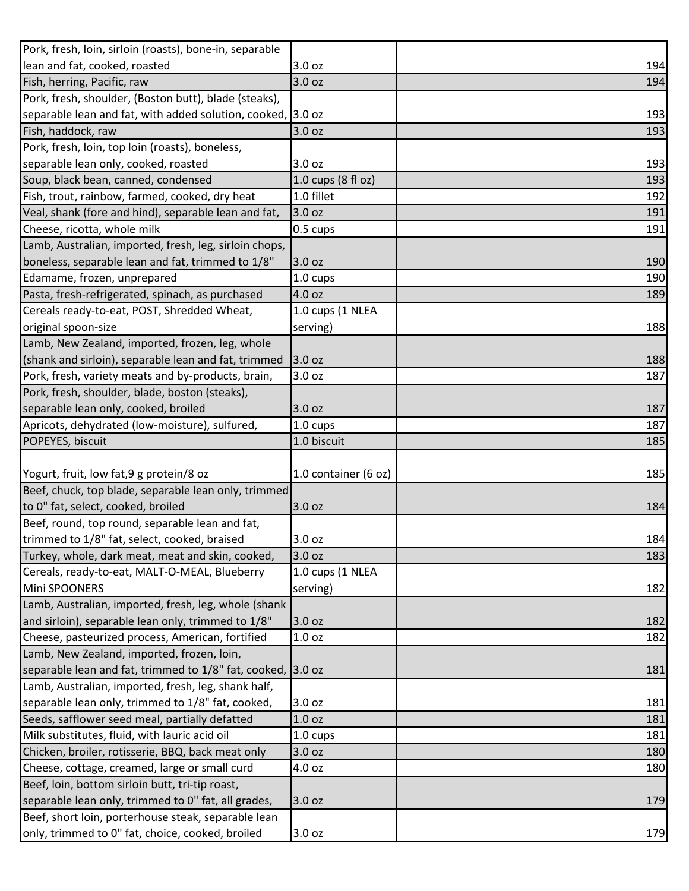| | | |
|---|---|---|
| Pork, fresh, loin, sirloin (roasts), bone-in, separable lean and fat, cooked, roasted | 3.0 oz | 194 |
| Fish, herring, Pacific, raw | 3.0 oz | 194 |
| Pork, fresh, shoulder, (Boston butt), blade (steaks), separable lean and fat, with added solution, cooked, | 3.0 oz | 193 |
| Fish, haddock, raw | 3.0 oz | 193 |
| Pork, fresh, loin, top loin (roasts), boneless, separable lean only, cooked, roasted | 3.0 oz | 193 |
| Soup, black bean, canned, condensed | 1.0 cups (8 fl oz) | 193 |
| Fish, trout, rainbow, farmed, cooked, dry heat | 1.0 fillet | 192 |
| Veal, shank (fore and hind), separable lean and fat, | 3.0 oz | 191 |
| Cheese, ricotta, whole milk | 0.5 cups | 191 |
| Lamb, Australian, imported, fresh, leg, sirloin chops, boneless, separable lean and fat, trimmed to 1/8" | 3.0 oz | 190 |
| Edamame, frozen, unprepared | 1.0 cups | 190 |
| Pasta, fresh-refrigerated, spinach, as purchased | 4.0 oz | 189 |
| Cereals ready-to-eat, POST, Shredded Wheat, original spoon-size | 1.0 cups (1 NLEA serving) | 188 |
| Lamb, New Zealand, imported, frozen, leg, whole (shank and sirloin), separable lean and fat, trimmed | 3.0 oz | 188 |
| Pork, fresh, variety meats and by-products, brain, | 3.0 oz | 187 |
| Pork, fresh, shoulder, blade, boston (steaks), separable lean only, cooked, broiled | 3.0 oz | 187 |
| Apricots, dehydrated (low-moisture), sulfured, | 1.0 cups | 187 |
| POPEYES, biscuit | 1.0 biscuit | 185 |
| Yogurt, fruit, low fat,9 g protein/8 oz | 1.0 container (6 oz) | 185 |
| Beef, chuck, top blade, separable lean only, trimmed to 0" fat, select, cooked, broiled | 3.0 oz | 184 |
| Beef, round, top round, separable lean and fat, trimmed to 1/8" fat, select, cooked, braised | 3.0 oz | 184 |
| Turkey, whole, dark meat, meat and skin, cooked, | 3.0 oz | 183 |
| Cereals, ready-to-eat, MALT-O-MEAL, Blueberry Mini SPOONERS | 1.0 cups (1 NLEA serving) | 182 |
| Lamb, Australian, imported, fresh, leg, whole (shank and sirloin), separable lean only, trimmed to 1/8" | 3.0 oz | 182 |
| Cheese, pasteurized process, American, fortified | 1.0 oz | 182 |
| Lamb, New Zealand, imported, frozen, loin, separable lean and fat, trimmed to 1/8" fat, cooked, | 3.0 oz | 181 |
| Lamb, Australian, imported, fresh, leg, shank half, separable lean only, trimmed to 1/8" fat, cooked, | 3.0 oz | 181 |
| Seeds, safflower seed meal, partially defatted | 1.0 oz | 181 |
| Milk substitutes, fluid, with lauric acid oil | 1.0 cups | 181 |
| Chicken, broiler, rotisserie, BBQ, back meat only | 3.0 oz | 180 |
| Cheese, cottage, creamed, large or small curd | 4.0 oz | 180 |
| Beef, loin, bottom sirloin butt, tri-tip roast, separable lean only, trimmed to 0" fat, all grades, | 3.0 oz | 179 |
| Beef, short loin, porterhouse steak, separable lean only, trimmed to 0" fat, choice, cooked, broiled | 3.0 oz | 179 |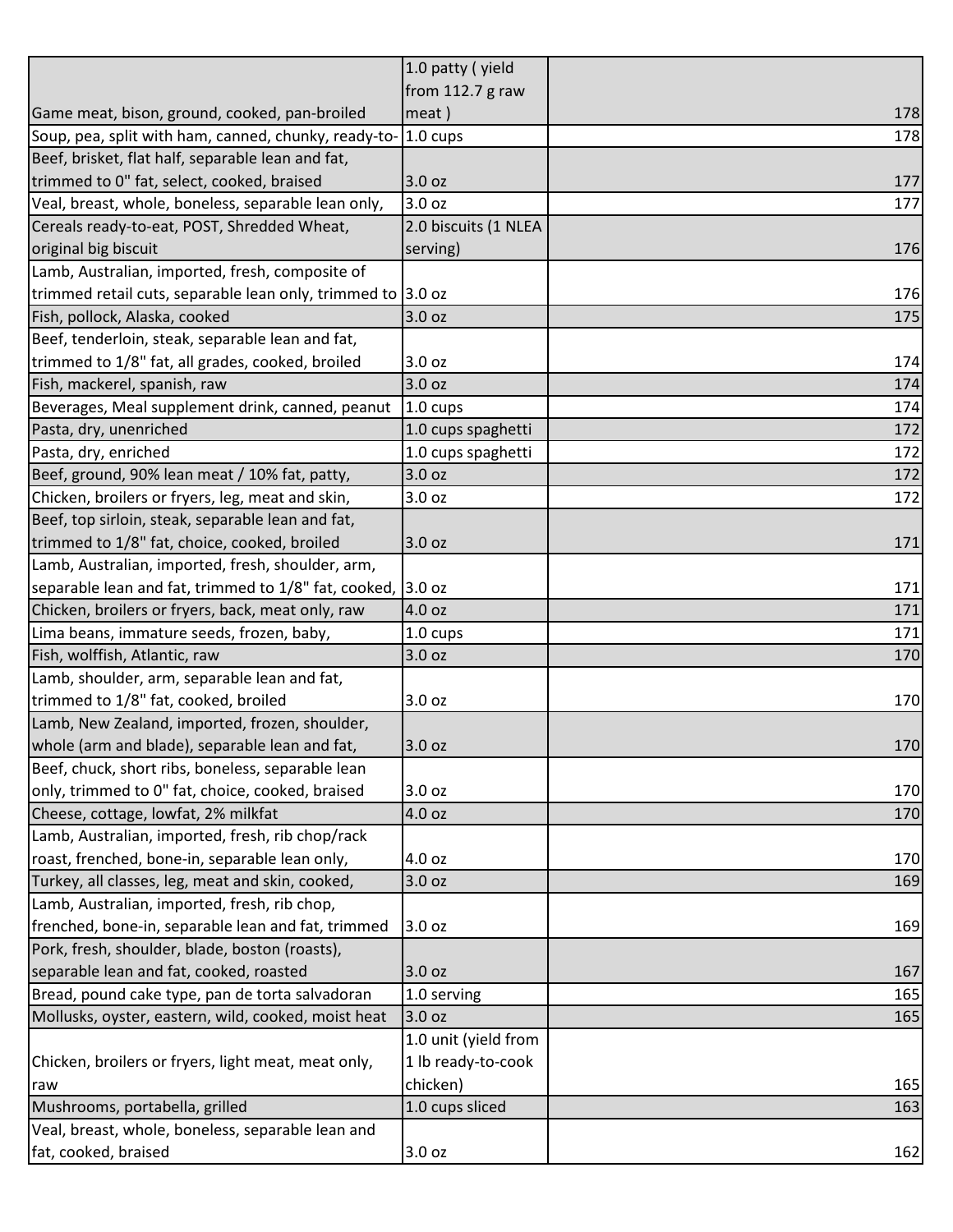| | | |
|---|---|---|
| Game meat, bison, ground, cooked, pan-broiled | 1.0 patty ( yield from 112.7 g raw meat ) | 178 |
| Soup, pea, split with ham, canned, chunky, ready-to- | 1.0 cups | 178 |
| Beef, brisket, flat half, separable lean and fat, trimmed to 0" fat, select, cooked, braised | 3.0 oz | 177 |
| Veal, breast, whole, boneless, separable lean only, | 3.0 oz | 177 |
| Cereals ready-to-eat, POST, Shredded Wheat, original big biscuit | 2.0 biscuits (1 NLEA serving) | 176 |
| Lamb, Australian, imported, fresh, composite of trimmed retail cuts, separable lean only, trimmed to | 3.0 oz | 176 |
| Fish, pollock, Alaska, cooked | 3.0 oz | 175 |
| Beef, tenderloin, steak, separable lean and fat, trimmed to 1/8" fat, all grades, cooked, broiled | 3.0 oz | 174 |
| Fish, mackerel, spanish, raw | 3.0 oz | 174 |
| Beverages, Meal supplement drink, canned, peanut | 1.0 cups | 174 |
| Pasta, dry, unenriched | 1.0 cups spaghetti | 172 |
| Pasta, dry, enriched | 1.0 cups spaghetti | 172 |
| Beef, ground, 90% lean meat / 10% fat, patty, | 3.0 oz | 172 |
| Chicken, broilers or fryers, leg, meat and skin, | 3.0 oz | 172 |
| Beef, top sirloin, steak, separable lean and fat, trimmed to 1/8" fat, choice, cooked, broiled | 3.0 oz | 171 |
| Lamb, Australian, imported, fresh, shoulder, arm, separable lean and fat, trimmed to 1/8" fat, cooked, | 3.0 oz | 171 |
| Chicken, broilers or fryers, back, meat only, raw | 4.0 oz | 171 |
| Lima beans, immature seeds, frozen, baby, | 1.0 cups | 171 |
| Fish, wolffish, Atlantic, raw | 3.0 oz | 170 |
| Lamb, shoulder, arm, separable lean and fat, trimmed to 1/8" fat, cooked, broiled | 3.0 oz | 170 |
| Lamb, New Zealand, imported, frozen, shoulder, whole (arm and blade), separable lean and fat, | 3.0 oz | 170 |
| Beef, chuck, short ribs, boneless, separable lean only, trimmed to 0" fat, choice, cooked, braised | 3.0 oz | 170 |
| Cheese, cottage, lowfat, 2% milkfat | 4.0 oz | 170 |
| Lamb, Australian, imported, fresh, rib chop/rack roast, frenched, bone-in, separable lean only, | 4.0 oz | 170 |
| Turkey, all classes, leg, meat and skin, cooked, | 3.0 oz | 169 |
| Lamb, Australian, imported, fresh, rib chop, frenched, bone-in, separable lean and fat, trimmed | 3.0 oz | 169 |
| Pork, fresh, shoulder, blade, boston (roasts), separable lean and fat, cooked, roasted | 3.0 oz | 167 |
| Bread, pound cake type, pan de torta salvadoran | 1.0 serving | 165 |
| Mollusks, oyster, eastern, wild, cooked, moist heat | 3.0 oz | 165 |
| Chicken, broilers or fryers, light meat, meat only, raw | 1.0 unit (yield from 1 lb ready-to-cook chicken) | 165 |
| Mushrooms, portabella, grilled | 1.0 cups sliced | 163 |
| Veal, breast, whole, boneless, separable lean and fat, cooked, braised | 3.0 oz | 162 |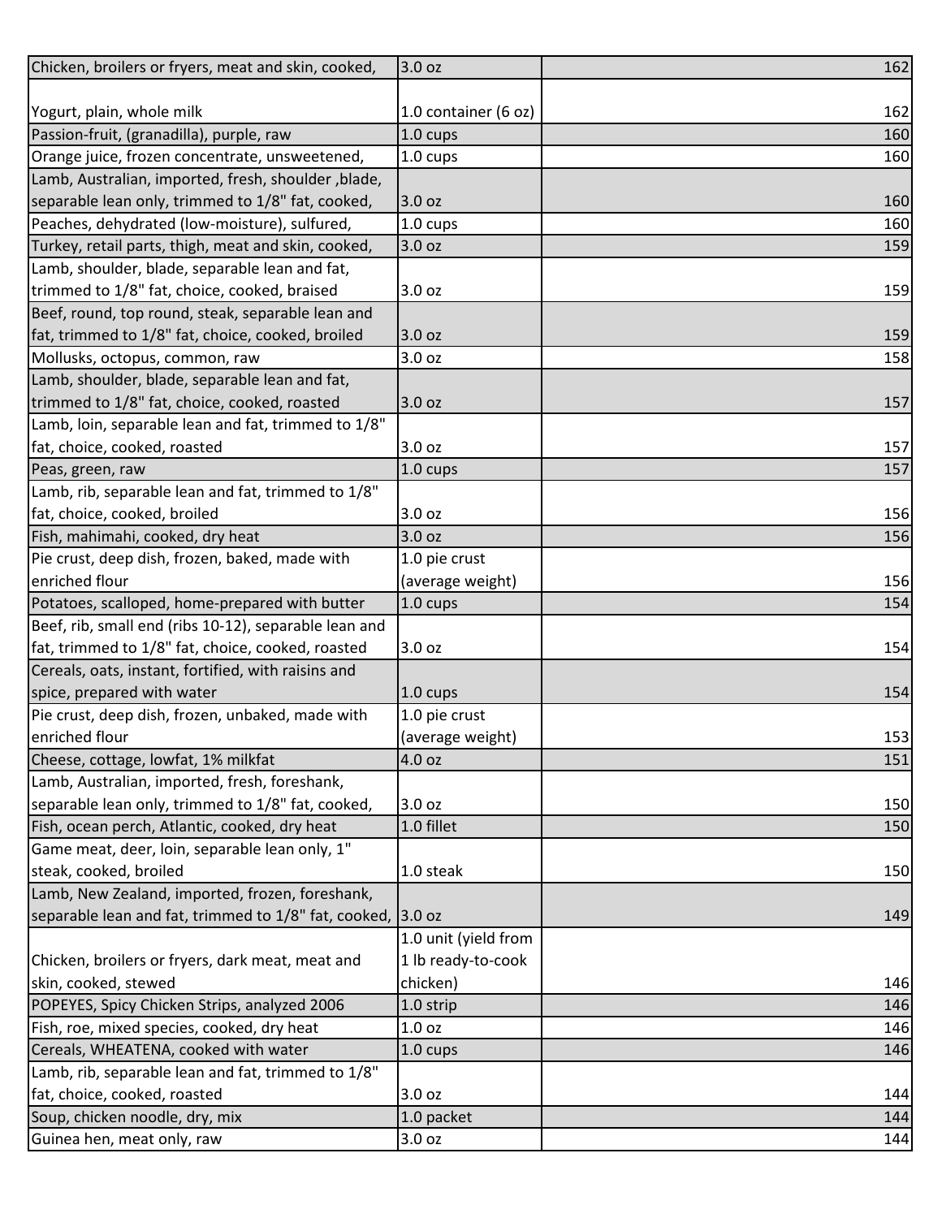| | | |
|---|---|---|
| Chicken, broilers or fryers, meat and skin, cooked, | 3.0 oz | 162 |
| Yogurt, plain, whole milk | 1.0 container (6 oz) | 162 |
| Passion-fruit, (granadilla), purple, raw | 1.0 cups | 160 |
| Orange juice, frozen concentrate, unsweetened, | 1.0 cups | 160 |
| Lamb, Australian, imported, fresh, shoulder ,blade, separable lean only, trimmed to 1/8" fat, cooked, | 3.0 oz | 160 |
| Peaches, dehydrated (low-moisture), sulfured, | 1.0 cups | 160 |
| Turkey, retail parts, thigh, meat and skin, cooked, | 3.0 oz | 159 |
| Lamb, shoulder, blade, separable lean and fat, trimmed to 1/8" fat, choice, cooked, braised | 3.0 oz | 159 |
| Beef, round, top round, steak, separable lean and fat, trimmed to 1/8" fat, choice, cooked, broiled | 3.0 oz | 159 |
| Mollusks, octopus, common, raw | 3.0 oz | 158 |
| Lamb, shoulder, blade, separable lean and fat, trimmed to 1/8" fat, choice, cooked, roasted | 3.0 oz | 157 |
| Lamb, loin, separable lean and fat, trimmed to 1/8" fat, choice, cooked, roasted | 3.0 oz | 157 |
| Peas, green, raw | 1.0 cups | 157 |
| Lamb, rib, separable lean and fat, trimmed to 1/8" fat, choice, cooked, broiled | 3.0 oz | 156 |
| Fish, mahimahi, cooked, dry heat | 3.0 oz | 156 |
| Pie crust, deep dish, frozen, baked, made with enriched flour | 1.0 pie crust (average weight) | 156 |
| Potatoes, scalloped, home-prepared with butter | 1.0 cups | 154 |
| Beef, rib, small end (ribs 10-12), separable lean and fat, trimmed to 1/8" fat, choice, cooked, roasted | 3.0 oz | 154 |
| Cereals, oats, instant, fortified, with raisins and spice, prepared with water | 1.0 cups | 154 |
| Pie crust, deep dish, frozen, unbaked, made with enriched flour | 1.0 pie crust (average weight) | 153 |
| Cheese, cottage, lowfat, 1% milkfat | 4.0 oz | 151 |
| Lamb, Australian, imported, fresh, foreshank, separable lean only, trimmed to 1/8" fat, cooked, | 3.0 oz | 150 |
| Fish, ocean perch, Atlantic, cooked, dry heat | 1.0 fillet | 150 |
| Game meat, deer, loin, separable lean only, 1" steak, cooked, broiled | 1.0 steak | 150 |
| Lamb, New Zealand, imported, frozen, foreshank, separable lean and fat, trimmed to 1/8" fat, cooked, | 3.0 oz | 149 |
| Chicken, broilers or fryers, dark meat, meat and skin, cooked, stewed | 1.0 unit (yield from 1 lb ready-to-cook chicken) | 146 |
| POPEYES, Spicy Chicken Strips, analyzed 2006 | 1.0 strip | 146 |
| Fish, roe, mixed species, cooked, dry heat | 1.0 oz | 146 |
| Cereals, WHEATENA, cooked with water | 1.0 cups | 146 |
| Lamb, rib, separable lean and fat, trimmed to 1/8" fat, choice, cooked, roasted | 3.0 oz | 144 |
| Soup, chicken noodle, dry, mix | 1.0 packet | 144 |
| Guinea hen, meat only, raw | 3.0 oz | 144 |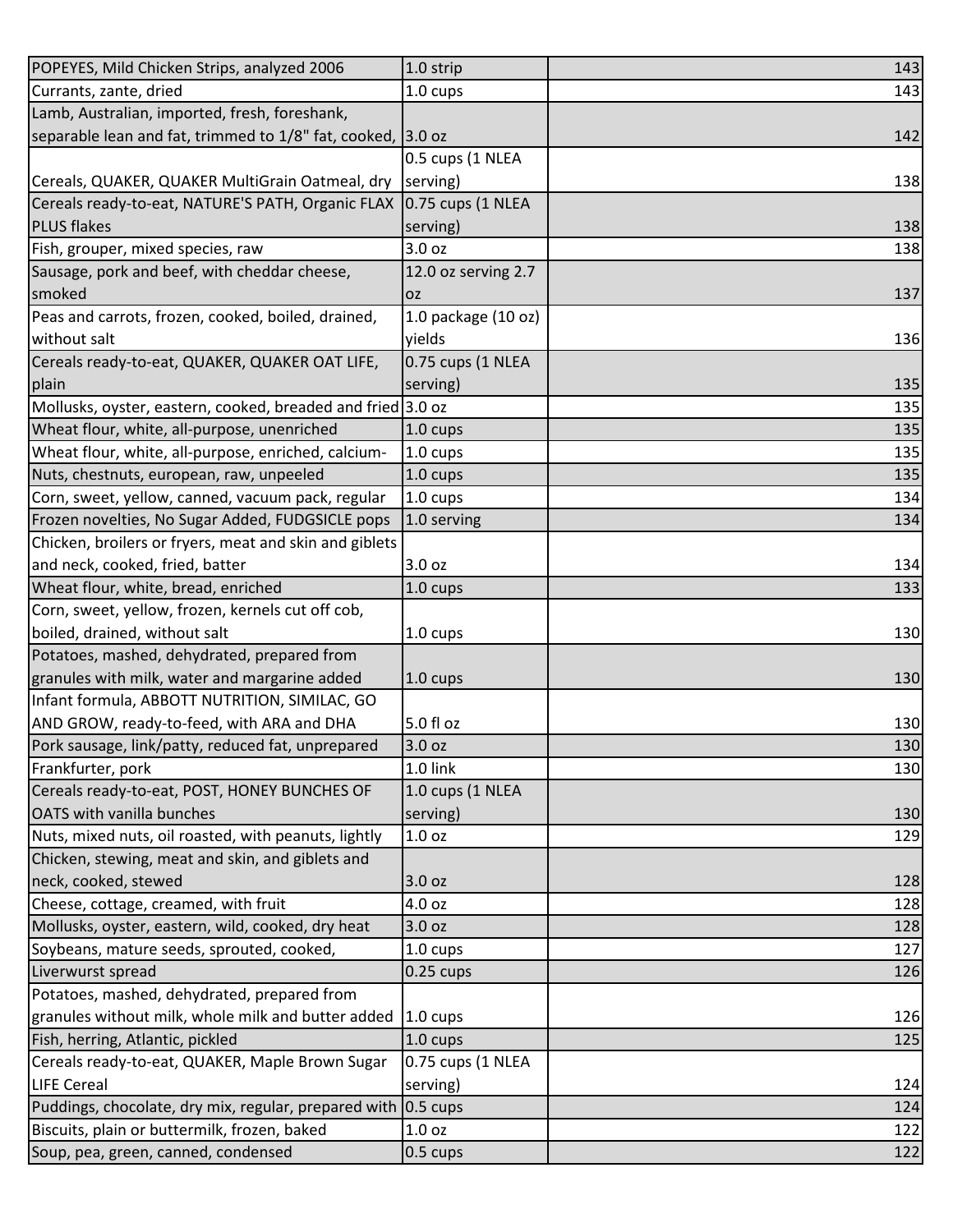| | | |
|---|---|---|
| POPEYES, Mild Chicken Strips, analyzed 2006 | 1.0 strip | 143 |
| Currants, zante, dried | 1.0 cups | 143 |
| Lamb, Australian, imported, fresh, foreshank, separable lean and fat, trimmed to 1/8" fat, cooked, | 3.0 oz | 142 |
| Cereals, QUAKER, QUAKER MultiGrain Oatmeal, dry | 0.5 cups (1 NLEA serving) | 138 |
| Cereals ready-to-eat, NATURE'S PATH, Organic FLAX PLUS flakes | 0.75 cups (1 NLEA serving) | 138 |
| Fish, grouper, mixed species, raw | 3.0 oz | 138 |
| Sausage, pork and beef, with cheddar cheese, smoked | 12.0 oz serving 2.7 oz | 137 |
| Peas and carrots, frozen, cooked, boiled, drained, without salt | 1.0 package (10 oz) yields | 136 |
| Cereals ready-to-eat, QUAKER, QUAKER OAT LIFE, plain | 0.75 cups (1 NLEA serving) | 135 |
| Mollusks, oyster, eastern, cooked, breaded and fried | 3.0 oz | 135 |
| Wheat flour, white, all-purpose, unenriched | 1.0 cups | 135 |
| Wheat flour, white, all-purpose, enriched, calcium- | 1.0 cups | 135 |
| Nuts, chestnuts, european, raw, unpeeled | 1.0 cups | 135 |
| Corn, sweet, yellow, canned, vacuum pack, regular | 1.0 cups | 134 |
| Frozen novelties, No Sugar Added, FUDGSICLE pops | 1.0 serving | 134 |
| Chicken, broilers or fryers, meat and skin and giblets and neck, cooked, fried, batter | 3.0 oz | 134 |
| Wheat flour, white, bread, enriched | 1.0 cups | 133 |
| Corn, sweet, yellow, frozen, kernels cut off cob, boiled, drained, without salt | 1.0 cups | 130 |
| Potatoes, mashed, dehydrated, prepared from granules with milk, water and margarine added | 1.0 cups | 130 |
| Infant formula, ABBOTT NUTRITION, SIMILAC, GO AND GROW, ready-to-feed, with ARA and DHA | 5.0 fl oz | 130 |
| Pork sausage, link/patty, reduced fat, unprepared | 3.0 oz | 130 |
| Frankfurter, pork | 1.0 link | 130 |
| Cereals ready-to-eat, POST, HONEY BUNCHES OF OATS with vanilla bunches | 1.0 cups (1 NLEA serving) | 130 |
| Nuts, mixed nuts, oil roasted, with peanuts, lightly | 1.0 oz | 129 |
| Chicken, stewing, meat and skin, and giblets and neck, cooked, stewed | 3.0 oz | 128 |
| Cheese, cottage, creamed, with fruit | 4.0 oz | 128 |
| Mollusks, oyster, eastern, wild, cooked, dry heat | 3.0 oz | 128 |
| Soybeans, mature seeds, sprouted, cooked, | 1.0 cups | 127 |
| Liverwurst spread | 0.25 cups | 126 |
| Potatoes, mashed, dehydrated, prepared from granules without milk, whole milk and butter added | 1.0 cups | 126 |
| Fish, herring, Atlantic, pickled | 1.0 cups | 125 |
| Cereals ready-to-eat, QUAKER, Maple Brown Sugar LIFE Cereal | 0.75 cups (1 NLEA serving) | 124 |
| Puddings, chocolate, dry mix, regular, prepared with | 0.5 cups | 124 |
| Biscuits, plain or buttermilk, frozen, baked | 1.0 oz | 122 |
| Soup, pea, green, canned, condensed | 0.5 cups | 122 |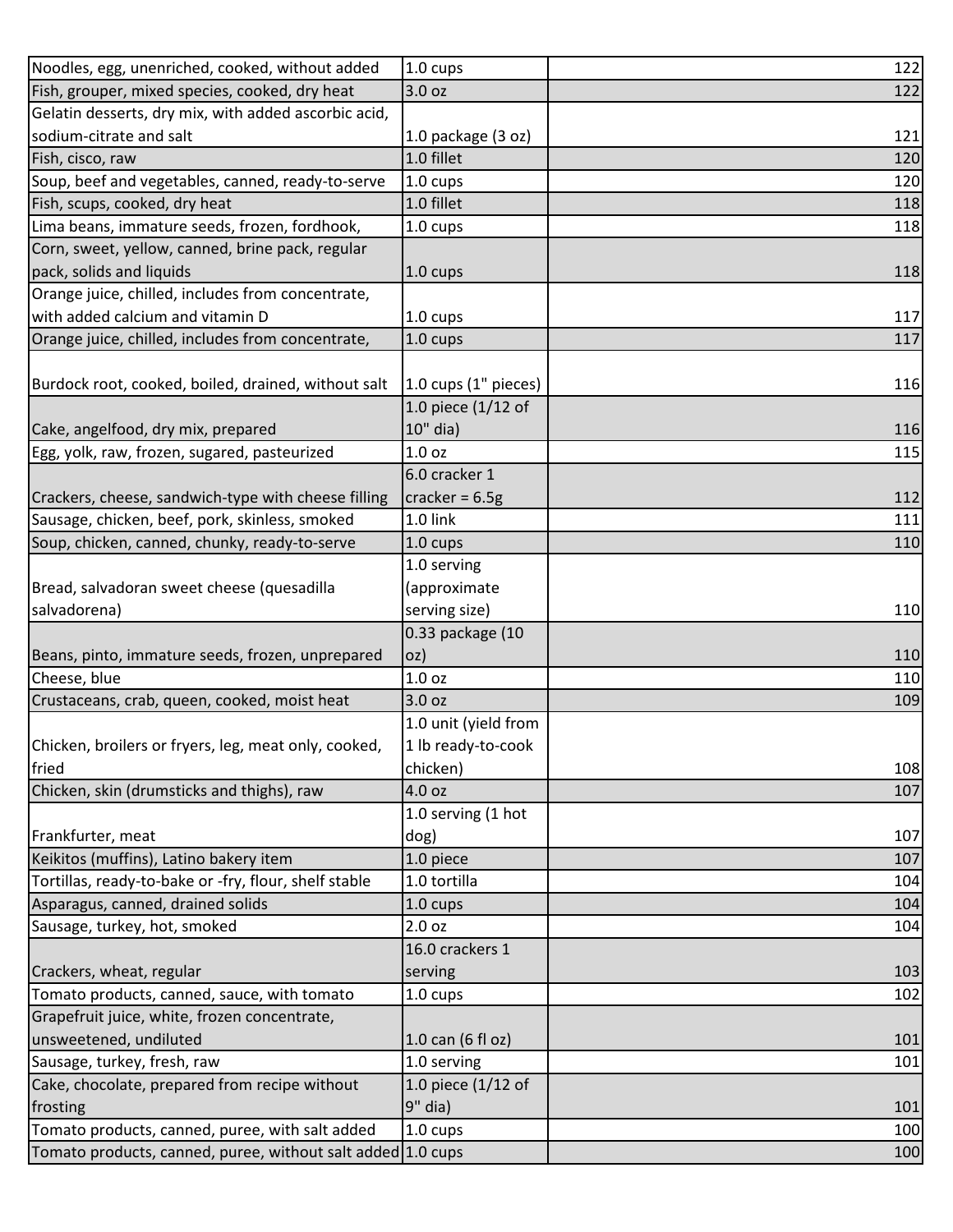| | | |
|---|---|---|
| Noodles, egg, unenriched, cooked, without added | 1.0 cups | 122 |
| Fish, grouper, mixed species, cooked, dry heat | 3.0 oz | 122 |
| Gelatin desserts, dry mix, with added ascorbic acid, sodium-citrate and salt | 1.0 package (3 oz) | 121 |
| Fish, cisco, raw | 1.0 fillet | 120 |
| Soup, beef and vegetables, canned, ready-to-serve | 1.0 cups | 120 |
| Fish, scups, cooked, dry heat | 1.0 fillet | 118 |
| Lima beans, immature seeds, frozen, fordhook, | 1.0 cups | 118 |
| Corn, sweet, yellow, canned, brine pack, regular pack, solids and liquids | 1.0 cups | 118 |
| Orange juice, chilled, includes from concentrate, with added calcium and vitamin D | 1.0 cups | 117 |
| Orange juice, chilled, includes from concentrate, | 1.0 cups | 117 |
| Burdock root, cooked, boiled, drained, without salt | 1.0 cups (1" pieces) | 116 |
| Cake, angelfood, dry mix, prepared | 1.0 piece (1/12 of 10" dia) | 116 |
| Egg, yolk, raw, frozen, sugared, pasteurized | 1.0 oz | 115 |
| Crackers, cheese, sandwich-type with cheese filling | 6.0 cracker 1 cracker = 6.5g | 112 |
| Sausage, chicken, beef, pork, skinless, smoked | 1.0 link | 111 |
| Soup, chicken, canned, chunky, ready-to-serve | 1.0 cups | 110 |
| Bread, salvadoran sweet cheese (quesadilla salvadorena) | 1.0 serving (approximate serving size) | 110 |
| Beans, pinto, immature seeds, frozen, unprepared | 0.33 package (10 oz) | 110 |
| Cheese, blue | 1.0 oz | 110 |
| Crustaceans, crab, queen, cooked, moist heat | 3.0 oz | 109 |
| Chicken, broilers or fryers, leg, meat only, cooked, fried | 1.0 unit (yield from 1 lb ready-to-cook chicken) | 108 |
| Chicken, skin (drumsticks and thighs), raw | 4.0 oz | 107 |
| Frankfurter, meat | 1.0 serving (1 hot dog) | 107 |
| Keikitos (muffins), Latino bakery item | 1.0 piece | 107 |
| Tortillas, ready-to-bake or -fry, flour, shelf stable | 1.0 tortilla | 104 |
| Asparagus, canned, drained solids | 1.0 cups | 104 |
| Sausage, turkey, hot, smoked | 2.0 oz | 104 |
| Crackers, wheat, regular | 16.0 crackers 1 serving | 103 |
| Tomato products, canned, sauce, with tomato | 1.0 cups | 102 |
| Grapefruit juice, white, frozen concentrate, unsweetened, undiluted | 1.0 can (6 fl oz) | 101 |
| Sausage, turkey, fresh, raw | 1.0 serving | 101 |
| Cake, chocolate, prepared from recipe without frosting | 1.0 piece (1/12 of 9" dia) | 101 |
| Tomato products, canned, puree, with salt added | 1.0 cups | 100 |
| Tomato products, canned, puree, without salt added | 1.0 cups | 100 |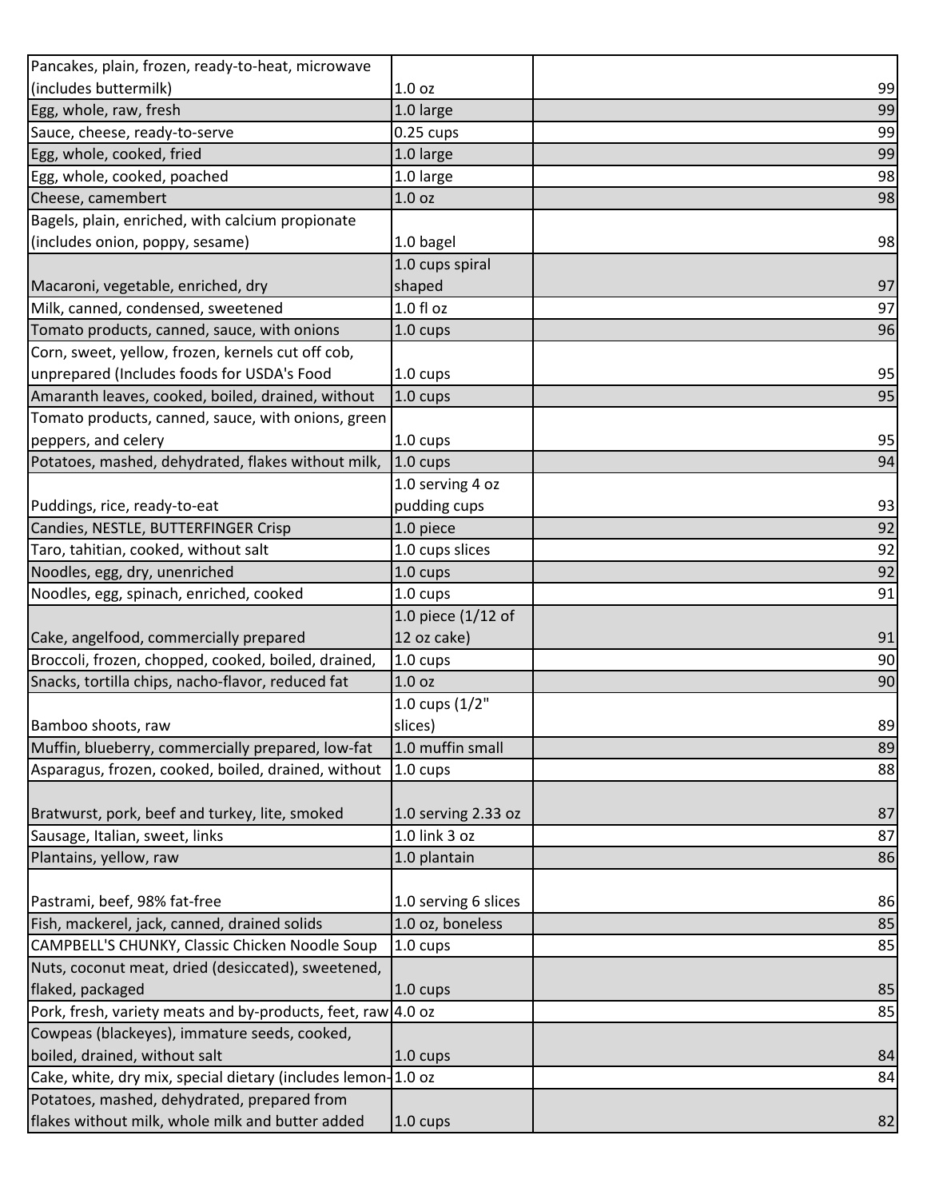| | | |
|---|---|---|
| Pancakes, plain, frozen, ready-to-heat, microwave (includes buttermilk) | 1.0 oz | 99 |
| Egg, whole, raw, fresh | 1.0 large | 99 |
| Sauce, cheese, ready-to-serve | 0.25 cups | 99 |
| Egg, whole, cooked, fried | 1.0 large | 99 |
| Egg, whole, cooked, poached | 1.0 large | 98 |
| Cheese, camembert | 1.0 oz | 98 |
| Bagels, plain, enriched, with calcium propionate (includes onion, poppy, sesame) | 1.0 bagel | 98 |
| Macaroni, vegetable, enriched, dry | 1.0 cups spiral shaped | 97 |
| Milk, canned, condensed, sweetened | 1.0 fl oz | 97 |
| Tomato products, canned, sauce, with onions | 1.0 cups | 96 |
| Corn, sweet, yellow, frozen, kernels cut off cob, unprepared (Includes foods for USDA's Food | 1.0 cups | 95 |
| Amaranth leaves, cooked, boiled, drained, without | 1.0 cups | 95 |
| Tomato products, canned, sauce, with onions, green peppers, and celery | 1.0 cups | 95 |
| Potatoes, mashed, dehydrated, flakes without milk, | 1.0 cups | 94 |
| Puddings, rice, ready-to-eat | 1.0 serving 4 oz pudding cups | 93 |
| Candies, NESTLE, BUTTERFINGER Crisp | 1.0 piece | 92 |
| Taro, tahitian, cooked, without salt | 1.0 cups slices | 92 |
| Noodles, egg, dry, unenriched | 1.0 cups | 92 |
| Noodles, egg, spinach, enriched, cooked | 1.0 cups | 91 |
| Cake, angelfood, commercially prepared | 1.0 piece (1/12 of 12 oz cake) | 91 |
| Broccoli, frozen, chopped, cooked, boiled, drained, | 1.0 cups | 90 |
| Snacks, tortilla chips, nacho-flavor, reduced fat | 1.0 oz | 90 |
| Bamboo shoots, raw | 1.0 cups (1/2" slices) | 89 |
| Muffin, blueberry, commercially prepared, low-fat | 1.0 muffin small | 89 |
| Asparagus, frozen, cooked, boiled, drained, without | 1.0 cups | 88 |
| Bratwurst, pork, beef and turkey, lite, smoked | 1.0 serving 2.33 oz | 87 |
| Sausage, Italian, sweet, links | 1.0 link 3 oz | 87 |
| Plantains, yellow, raw | 1.0 plantain | 86 |
| Pastrami, beef, 98% fat-free | 1.0 serving 6 slices | 86 |
| Fish, mackerel, jack, canned, drained solids | 1.0 oz, boneless | 85 |
| CAMPBELL'S CHUNKY, Classic Chicken Noodle Soup | 1.0 cups | 85 |
| Nuts, coconut meat, dried (desiccated), sweetened, flaked, packaged | 1.0 cups | 85 |
| Pork, fresh, variety meats and by-products, feet, raw | 4.0 oz | 85 |
| Cowpeas (blackeyes), immature seeds, cooked, boiled, drained, without salt | 1.0 cups | 84 |
| Cake, white, dry mix, special dietary (includes lemon- | 1.0 oz | 84 |
| Potatoes, mashed, dehydrated, prepared from flakes without milk, whole milk and butter added | 1.0 cups | 82 |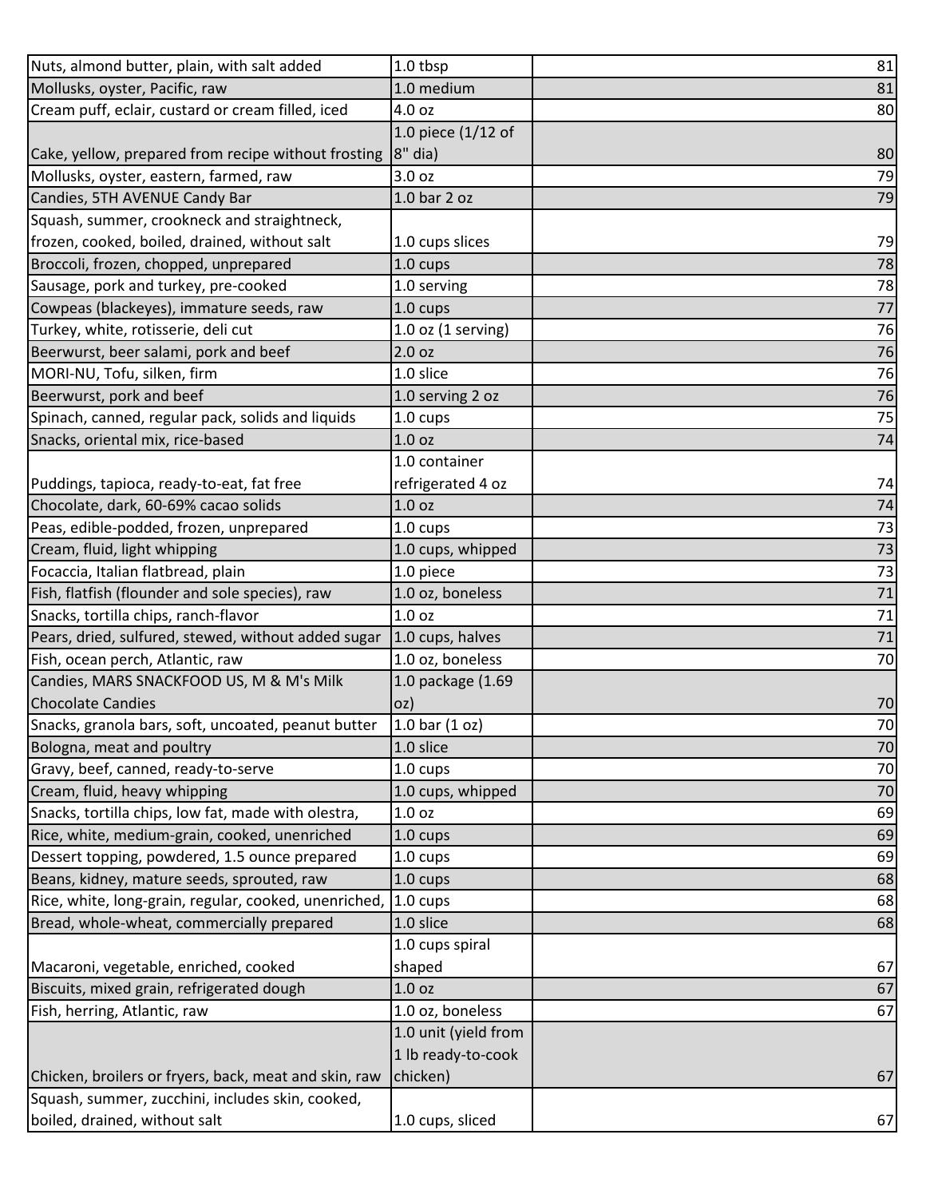| | | |
|---|---|---|
| Nuts, almond butter, plain, with salt added | 1.0 tbsp | 81 |
| Mollusks, oyster, Pacific, raw | 1.0 medium | 81 |
| Cream puff, eclair, custard or cream filled, iced | 4.0 oz | 80 |
| Cake, yellow, prepared from recipe without frosting | 1.0 piece (1/12 of 8" dia) | 80 |
| Mollusks, oyster, eastern, farmed, raw | 3.0 oz | 79 |
| Candies, 5TH AVENUE Candy Bar | 1.0 bar 2 oz | 79 |
| Squash, summer, crookneck and straightneck, frozen, cooked, boiled, drained, without salt | 1.0 cups slices | 79 |
| Broccoli, frozen, chopped, unprepared | 1.0 cups | 78 |
| Sausage, pork and turkey, pre-cooked | 1.0 serving | 78 |
| Cowpeas (blackeyes), immature seeds, raw | 1.0 cups | 77 |
| Turkey, white, rotisserie, deli cut | 1.0 oz (1 serving) | 76 |
| Beerwurst, beer salami, pork and beef | 2.0 oz | 76 |
| MORI-NU, Tofu, silken, firm | 1.0 slice | 76 |
| Beerwurst, pork and beef | 1.0 serving 2 oz | 76 |
| Spinach, canned, regular pack, solids and liquids | 1.0 cups | 75 |
| Snacks, oriental mix, rice-based | 1.0 oz | 74 |
| Puddings, tapioca, ready-to-eat, fat free | 1.0 container refrigerated 4 oz | 74 |
| Chocolate, dark, 60-69% cacao solids | 1.0 oz | 74 |
| Peas, edible-podded, frozen, unprepared | 1.0 cups | 73 |
| Cream, fluid, light whipping | 1.0 cups, whipped | 73 |
| Focaccia, Italian flatbread, plain | 1.0 piece | 73 |
| Fish, flatfish (flounder and sole species), raw | 1.0 oz, boneless | 71 |
| Snacks, tortilla chips, ranch-flavor | 1.0 oz | 71 |
| Pears, dried, sulfured, stewed, without added sugar | 1.0 cups, halves | 71 |
| Fish, ocean perch, Atlantic, raw | 1.0 oz, boneless | 70 |
| Candies, MARS SNACKFOOD US, M & M's Milk Chocolate Candies | 1.0 package (1.69 oz) | 70 |
| Snacks, granola bars, soft, uncoated, peanut butter | 1.0 bar (1 oz) | 70 |
| Bologna, meat and poultry | 1.0 slice | 70 |
| Gravy, beef, canned, ready-to-serve | 1.0 cups | 70 |
| Cream, fluid, heavy whipping | 1.0 cups, whipped | 70 |
| Snacks, tortilla chips, low fat, made with olestra, | 1.0 oz | 69 |
| Rice, white, medium-grain, cooked, unenriched | 1.0 cups | 69 |
| Dessert topping, powdered, 1.5 ounce prepared | 1.0 cups | 69 |
| Beans, kidney, mature seeds, sprouted, raw | 1.0 cups | 68 |
| Rice, white, long-grain, regular, cooked, unenriched, | 1.0 cups | 68 |
| Bread, whole-wheat, commercially prepared | 1.0 slice | 68 |
| Macaroni, vegetable, enriched, cooked | 1.0 cups spiral shaped | 67 |
| Biscuits, mixed grain, refrigerated dough | 1.0 oz | 67 |
| Fish, herring, Atlantic, raw | 1.0 oz, boneless | 67 |
| Chicken, broilers or fryers, back, meat and skin, raw | 1.0 unit (yield from 1 lb ready-to-cook chicken) | 67 |
| Squash, summer, zucchini, includes skin, cooked, boiled, drained, without salt | 1.0 cups, sliced | 67 |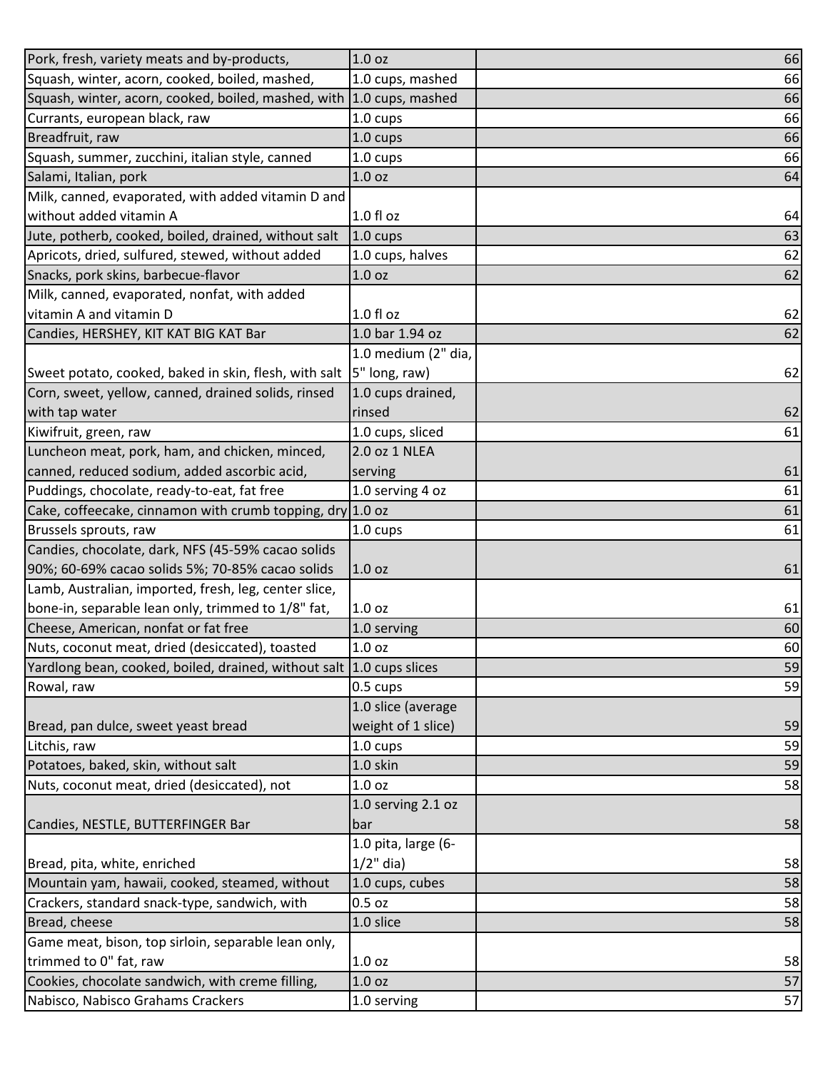| | | |
|---|---|---|
| Pork, fresh, variety meats and by-products, | 1.0 oz | 66 |
| Squash, winter, acorn, cooked, boiled, mashed, | 1.0 cups, mashed | 66 |
| Squash, winter, acorn, cooked, boiled, mashed, with | 1.0 cups, mashed | 66 |
| Currants, european black, raw | 1.0 cups | 66 |
| Breadfruit, raw | 1.0 cups | 66 |
| Squash, summer, zucchini, italian style, canned | 1.0 cups | 66 |
| Salami, Italian, pork | 1.0 oz | 64 |
| Milk, canned, evaporated, with added vitamin D and without added vitamin A | 1.0 fl oz | 64 |
| Jute, potherb, cooked, boiled, drained, without salt | 1.0 cups | 63 |
| Apricots, dried, sulfured, stewed, without added | 1.0 cups, halves | 62 |
| Snacks, pork skins, barbecue-flavor | 1.0 oz | 62 |
| Milk, canned, evaporated, nonfat, with added vitamin A and vitamin D | 1.0 fl oz | 62 |
| Candies, HERSHEY, KIT KAT BIG KAT Bar | 1.0 bar 1.94 oz | 62 |
| Sweet potato, cooked, baked in skin, flesh, with salt | 1.0 medium (2" dia, 5" long, raw) | 62 |
| Corn, sweet, yellow, canned, drained solids, rinsed with tap water | 1.0 cups drained, rinsed | 62 |
| Kiwifruit, green, raw | 1.0 cups, sliced | 61 |
| Luncheon meat, pork, ham, and chicken, minced, canned, reduced sodium, added ascorbic acid, | 2.0 oz 1 NLEA serving | 61 |
| Puddings, chocolate, ready-to-eat, fat free | 1.0 serving 4 oz | 61 |
| Cake, coffeecake, cinnamon with crumb topping, dry | 1.0 oz | 61 |
| Brussels sprouts, raw | 1.0 cups | 61 |
| Candies, chocolate, dark, NFS (45-59% cacao solids 90%; 60-69% cacao solids 5%; 70-85% cacao solids | 1.0 oz | 61 |
| Lamb, Australian, imported, fresh, leg, center slice, bone-in, separable lean only, trimmed to 1/8" fat, | 1.0 oz | 61 |
| Cheese, American, nonfat or fat free | 1.0 serving | 60 |
| Nuts, coconut meat, dried (desiccated), toasted | 1.0 oz | 60 |
| Yardlong bean, cooked, boiled, drained, without salt | 1.0 cups slices | 59 |
| Rowal, raw | 0.5 cups | 59 |
| Bread, pan dulce, sweet yeast bread | 1.0 slice (average weight of 1 slice) | 59 |
| Litchis, raw | 1.0 cups | 59 |
| Potatoes, baked, skin, without salt | 1.0 skin | 59 |
| Nuts, coconut meat, dried (desiccated), not | 1.0 oz | 58 |
| Candies, NESTLE, BUTTERFINGER Bar | 1.0 serving 2.1 oz bar | 58 |
| Bread, pita, white, enriched | 1.0 pita, large (6-1/2" dia) | 58 |
| Mountain yam, hawaii, cooked, steamed, without | 1.0 cups, cubes | 58 |
| Crackers, standard snack-type, sandwich, with | 0.5 oz | 58 |
| Bread, cheese | 1.0 slice | 58 |
| Game meat, bison, top sirloin, separable lean only, trimmed to 0" fat, raw | 1.0 oz | 58 |
| Cookies, chocolate sandwich, with creme filling, | 1.0 oz | 57 |
| Nabisco, Nabisco Grahams Crackers | 1.0 serving | 57 |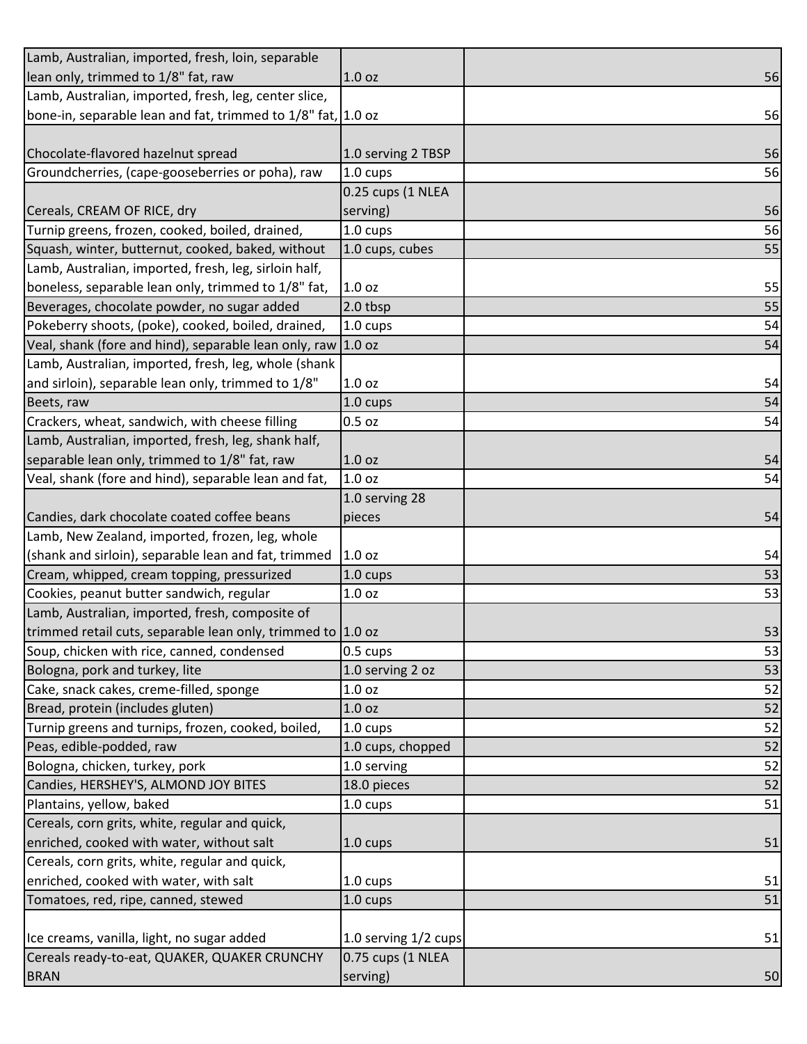| | | | |
|---|---|---|---|
| Lamb, Australian, imported, fresh, loin, separable lean only, trimmed to 1/8" fat, raw | 1.0 oz | | 56 |
| Lamb, Australian, imported, fresh, leg, center slice, bone-in, separable lean and fat, trimmed to 1/8" fat, | 1.0 oz | | 56 |
| Chocolate-flavored hazelnut spread | 1.0 serving 2 TBSP | | 56 |
| Groundcherries, (cape-gooseberries or poha), raw | 1.0 cups | | 56 |
| Cereals, CREAM OF RICE, dry | 0.25 cups (1 NLEA serving) | | 56 |
| Turnip greens, frozen, cooked, boiled, drained, | 1.0 cups | | 56 |
| Squash, winter, butternut, cooked, baked, without | 1.0 cups, cubes | | 55 |
| Lamb, Australian, imported, fresh, leg, sirloin half, boneless, separable lean only, trimmed to 1/8" fat, | 1.0 oz | | 55 |
| Beverages, chocolate powder, no sugar added | 2.0 tbsp | | 55 |
| Pokeberry shoots, (poke), cooked, boiled, drained, | 1.0 cups | | 54 |
| Veal, shank (fore and hind), separable lean only, raw | 1.0 oz | | 54 |
| Lamb, Australian, imported, fresh, leg, whole (shank and sirloin), separable lean only, trimmed to 1/8" | 1.0 oz | | 54 |
| Beets, raw | 1.0 cups | | 54 |
| Crackers, wheat, sandwich, with cheese filling | 0.5 oz | | 54 |
| Lamb, Australian, imported, fresh, leg, shank half, separable lean only, trimmed to 1/8" fat, raw | 1.0 oz | | 54 |
| Veal, shank (fore and hind), separable lean and fat, | 1.0 oz | | 54 |
| Candies, dark chocolate coated coffee beans | 1.0 serving 28 pieces | | 54 |
| Lamb, New Zealand, imported, frozen, leg, whole (shank and sirloin), separable lean and fat, trimmed | 1.0 oz | | 54 |
| Cream, whipped, cream topping, pressurized | 1.0 cups | | 53 |
| Cookies, peanut butter sandwich, regular | 1.0 oz | | 53 |
| Lamb, Australian, imported, fresh, composite of trimmed retail cuts, separable lean only, trimmed to | 1.0 oz | | 53 |
| Soup, chicken with rice, canned, condensed | 0.5 cups | | 53 |
| Bologna, pork and turkey, lite | 1.0 serving 2 oz | | 53 |
| Cake, snack cakes, creme-filled, sponge | 1.0 oz | | 52 |
| Bread, protein (includes gluten) | 1.0 oz | | 52 |
| Turnip greens and turnips, frozen, cooked, boiled, | 1.0 cups | | 52 |
| Peas, edible-podded, raw | 1.0 cups, chopped | | 52 |
| Bologna, chicken, turkey, pork | 1.0 serving | | 52 |
| Candies, HERSHEY'S, ALMOND JOY BITES | 18.0 pieces | | 52 |
| Plantains, yellow, baked | 1.0 cups | | 51 |
| Cereals, corn grits, white, regular and quick, enriched, cooked with water, without salt | 1.0 cups | | 51 |
| Cereals, corn grits, white, regular and quick, enriched, cooked with water, with salt | 1.0 cups | | 51 |
| Tomatoes, red, ripe, canned, stewed | 1.0 cups | | 51 |
| Ice creams, vanilla, light, no sugar added | 1.0 serving 1/2 cups | | 51 |
| Cereals ready-to-eat, QUAKER, QUAKER CRUNCHY BRAN | 0.75 cups (1 NLEA serving) | | 50 |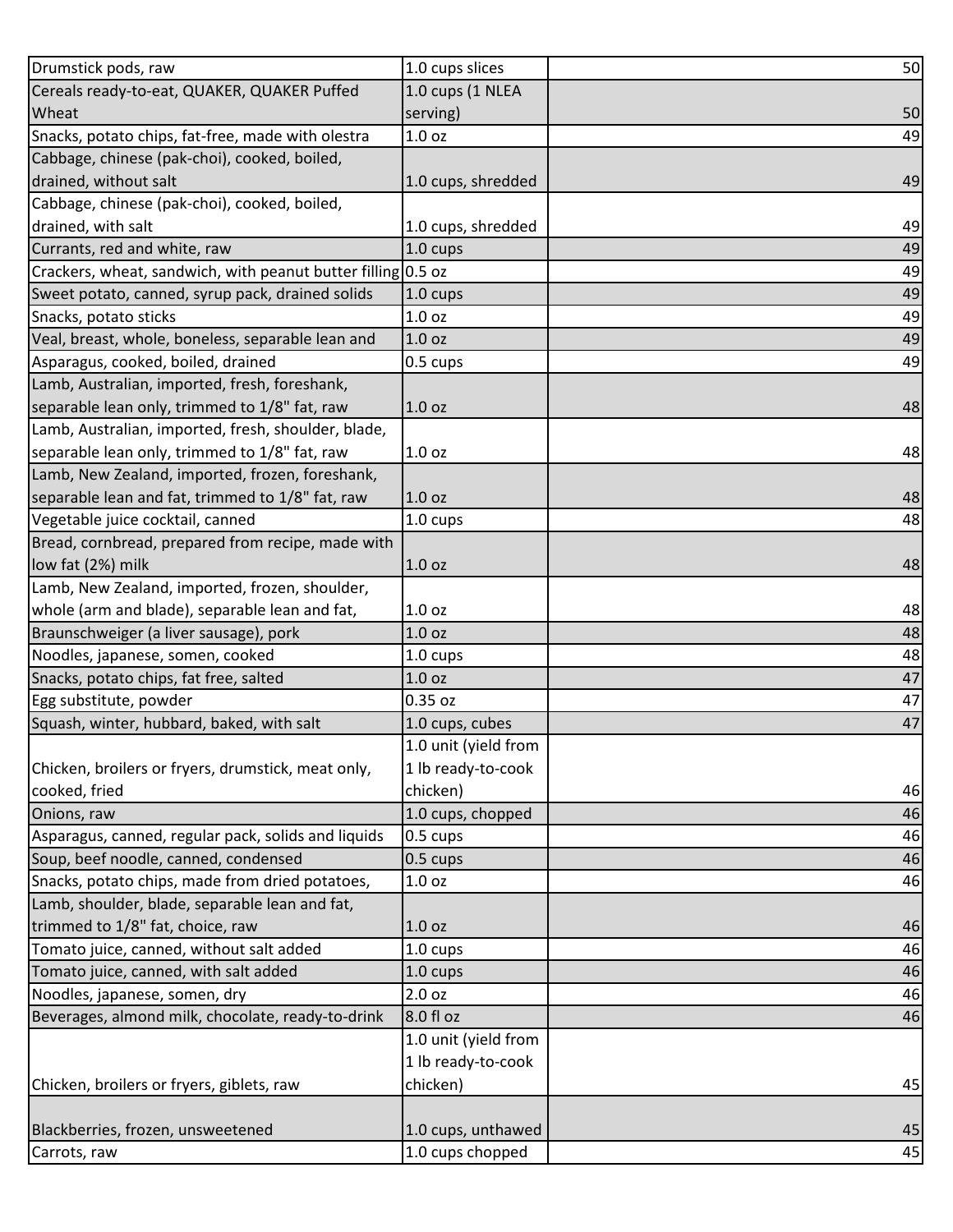| | | |
|---|---|---|
| Drumstick pods, raw | 1.0 cups slices | 50 |
| Cereals ready-to-eat, QUAKER, QUAKER Puffed Wheat | 1.0 cups (1 NLEA serving) | 50 |
| Snacks, potato chips, fat-free, made with olestra | 1.0 oz | 49 |
| Cabbage, chinese (pak-choi), cooked, boiled, drained, without salt | 1.0 cups, shredded | 49 |
| Cabbage, chinese (pak-choi), cooked, boiled, drained, with salt | 1.0 cups, shredded | 49 |
| Currants, red and white, raw | 1.0 cups | 49 |
| Crackers, wheat, sandwich, with peanut butter filling | 0.5 oz | 49 |
| Sweet potato, canned, syrup pack, drained solids | 1.0 cups | 49 |
| Snacks, potato sticks | 1.0 oz | 49 |
| Veal, breast, whole, boneless, separable lean and | 1.0 oz | 49 |
| Asparagus, cooked, boiled, drained | 0.5 cups | 49 |
| Lamb, Australian, imported, fresh, foreshank, separable lean only, trimmed to 1/8" fat, raw | 1.0 oz | 48 |
| Lamb, Australian, imported, fresh, shoulder, blade, separable lean only, trimmed to 1/8" fat, raw | 1.0 oz | 48 |
| Lamb, New Zealand, imported, frozen, foreshank, separable lean and fat, trimmed to 1/8" fat, raw | 1.0 oz | 48 |
| Vegetable juice cocktail, canned | 1.0 cups | 48 |
| Bread, cornbread, prepared from recipe, made with low fat (2%) milk | 1.0 oz | 48 |
| Lamb, New Zealand, imported, frozen, shoulder, whole (arm and blade), separable lean and fat, | 1.0 oz | 48 |
| Braunschweiger (a liver sausage), pork | 1.0 oz | 48 |
| Noodles, japanese, somen, cooked | 1.0 cups | 48 |
| Snacks, potato chips, fat free, salted | 1.0 oz | 47 |
| Egg substitute, powder | 0.35 oz | 47 |
| Squash, winter, hubbard, baked, with salt | 1.0 cups, cubes | 47 |
| Chicken, broilers or fryers, drumstick, meat only, cooked, fried | 1.0 unit (yield from 1 lb ready-to-cook chicken) | 46 |
| Onions, raw | 1.0 cups, chopped | 46 |
| Asparagus, canned, regular pack, solids and liquids | 0.5 cups | 46 |
| Soup, beef noodle, canned, condensed | 0.5 cups | 46 |
| Snacks, potato chips, made from dried potatoes, | 1.0 oz | 46 |
| Lamb, shoulder, blade, separable lean and fat, trimmed to 1/8" fat, choice, raw | 1.0 oz | 46 |
| Tomato juice, canned, without salt added | 1.0 cups | 46 |
| Tomato juice, canned, with salt added | 1.0 cups | 46 |
| Noodles, japanese, somen, dry | 2.0 oz | 46 |
| Beverages, almond milk, chocolate, ready-to-drink | 8.0 fl oz | 46 |
| Chicken, broilers or fryers, giblets, raw | 1.0 unit (yield from 1 lb ready-to-cook chicken) | 45 |
| Blackberries, frozen, unsweetened | 1.0 cups, unthawed | 45 |
| Carrots, raw | 1.0 cups chopped | 45 |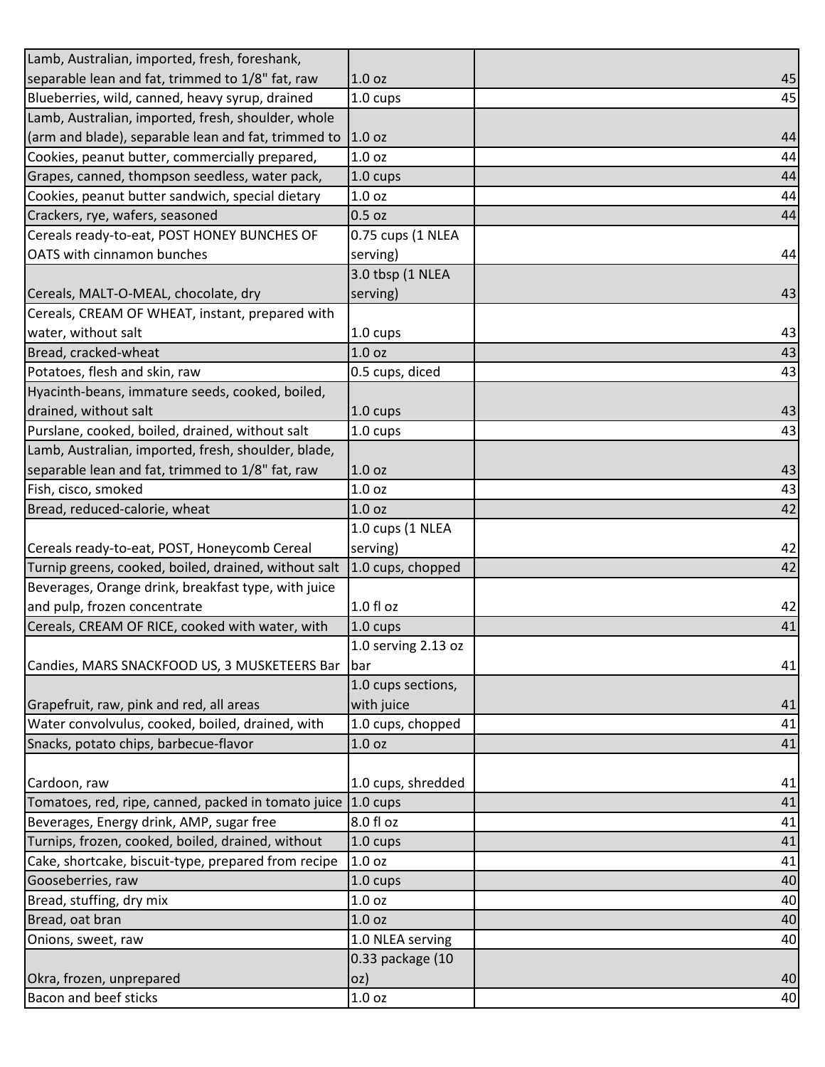| | | |
|---|---|---|
| Lamb, Australian, imported, fresh, foreshank, separable lean and fat, trimmed to 1/8" fat, raw | 1.0 oz | 45 |
| Blueberries, wild, canned, heavy syrup, drained | 1.0 cups | 45 |
| Lamb, Australian, imported, fresh, shoulder, whole (arm and blade), separable lean and fat, trimmed to | 1.0 oz | 44 |
| Cookies, peanut butter, commercially prepared, | 1.0 oz | 44 |
| Grapes, canned, thompson seedless, water pack, | 1.0 cups | 44 |
| Cookies, peanut butter sandwich, special dietary | 1.0 oz | 44 |
| Crackers, rye, wafers, seasoned | 0.5 oz | 44 |
| Cereals ready-to-eat, POST HONEY BUNCHES OF OATS with cinnamon bunches | 0.75 cups (1 NLEA serving) | 44 |
| Cereals, MALT-O-MEAL, chocolate, dry | 3.0 tbsp (1 NLEA serving) | 43 |
| Cereals, CREAM OF WHEAT, instant, prepared with water, without salt | 1.0 cups | 43 |
| Bread, cracked-wheat | 1.0 oz | 43 |
| Potatoes, flesh and skin, raw | 0.5 cups, diced | 43 |
| Hyacinth-beans, immature seeds, cooked, boiled, drained, without salt | 1.0 cups | 43 |
| Purslane, cooked, boiled, drained, without salt | 1.0 cups | 43 |
| Lamb, Australian, imported, fresh, shoulder, blade, separable lean and fat, trimmed to 1/8" fat, raw | 1.0 oz | 43 |
| Fish, cisco, smoked | 1.0 oz | 43 |
| Bread, reduced-calorie, wheat | 1.0 oz | 42 |
| Cereals ready-to-eat, POST, Honeycomb Cereal | 1.0 cups (1 NLEA serving) | 42 |
| Turnip greens, cooked, boiled, drained, without salt | 1.0 cups, chopped | 42 |
| Beverages, Orange drink, breakfast type, with juice and pulp, frozen concentrate | 1.0 fl oz | 42 |
| Cereals, CREAM OF RICE, cooked with water, with | 1.0 cups | 41 |
| Candies, MARS SNACKFOOD US, 3 MUSKETEERS Bar | 1.0 serving 2.13 oz bar | 41 |
| Grapefruit, raw, pink and red, all areas | 1.0 cups sections, with juice | 41 |
| Water convolvulus, cooked, boiled, drained, with | 1.0 cups, chopped | 41 |
| Snacks, potato chips, barbecue-flavor | 1.0 oz | 41 |
| Cardoon, raw | 1.0 cups, shredded | 41 |
| Tomatoes, red, ripe, canned, packed in tomato juice | 1.0 cups | 41 |
| Beverages, Energy drink, AMP, sugar free | 8.0 fl oz | 41 |
| Turnips, frozen, cooked, boiled, drained, without | 1.0 cups | 41 |
| Cake, shortcake, biscuit-type, prepared from recipe | 1.0 oz | 41 |
| Gooseberries, raw | 1.0 cups | 40 |
| Bread, stuffing, dry mix | 1.0 oz | 40 |
| Bread, oat bran | 1.0 oz | 40 |
| Onions, sweet, raw | 1.0 NLEA serving | 40 |
| Okra, frozen, unprepared | 0.33 package (10 oz) | 40 |
| Bacon and beef sticks | 1.0 oz | 40 |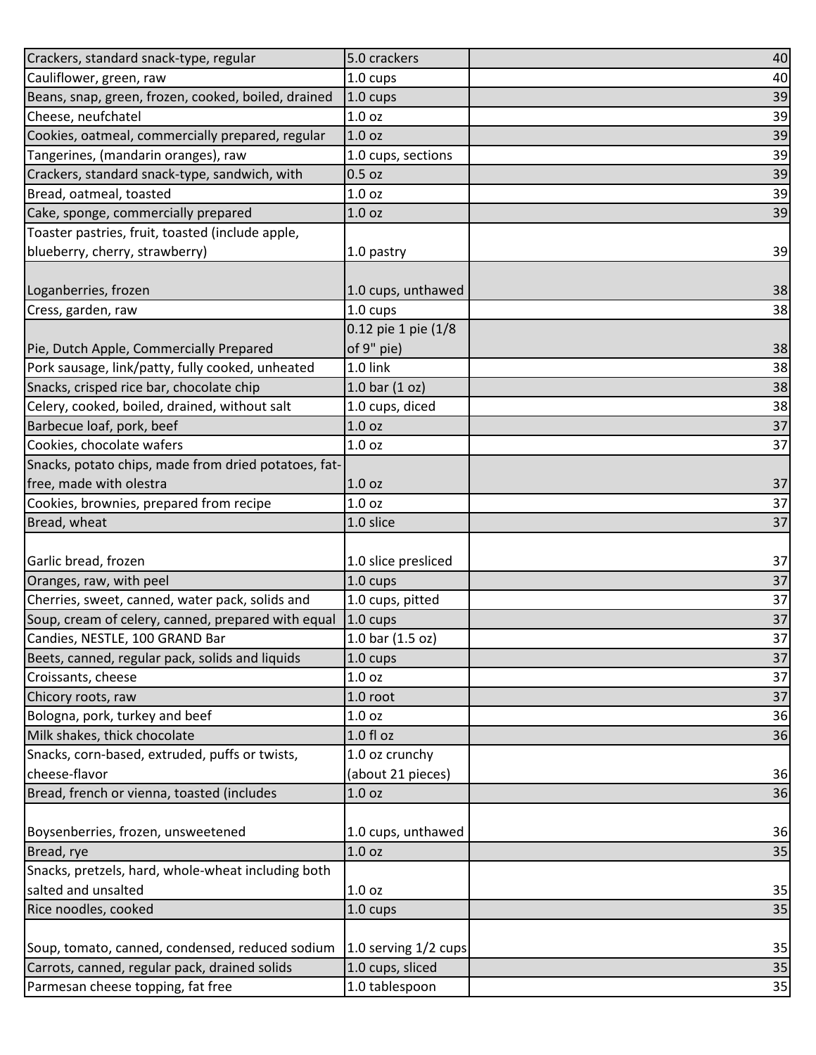| | | |
|---|---|---|
| Crackers, standard snack-type, regular | 5.0 crackers | 40 |
| Cauliflower, green, raw | 1.0 cups | 40 |
| Beans, snap, green, frozen, cooked, boiled, drained | 1.0 cups | 39 |
| Cheese, neufchatel | 1.0 oz | 39 |
| Cookies, oatmeal, commercially prepared, regular | 1.0 oz | 39 |
| Tangerines, (mandarin oranges), raw | 1.0 cups, sections | 39 |
| Crackers, standard snack-type, sandwich, with | 0.5 oz | 39 |
| Bread, oatmeal, toasted | 1.0 oz | 39 |
| Cake, sponge, commercially prepared | 1.0 oz | 39 |
| Toaster pastries, fruit, toasted (include apple, blueberry, cherry, strawberry) | 1.0 pastry | 39 |
| Loganberries, frozen | 1.0 cups, unthawed | 38 |
| Cress, garden, raw | 1.0 cups | 38 |
| Pie, Dutch Apple, Commercially Prepared | 0.12 pie 1 pie (1/8 of 9" pie) | 38 |
| Pork sausage, link/patty, fully cooked, unheated | 1.0 link | 38 |
| Snacks, crisped rice bar, chocolate chip | 1.0 bar (1 oz) | 38 |
| Celery, cooked, boiled, drained, without salt | 1.0 cups, diced | 38 |
| Barbecue loaf, pork, beef | 1.0 oz | 37 |
| Cookies, chocolate wafers | 1.0 oz | 37 |
| Snacks, potato chips, made from dried potatoes, fat-free, made with olestra | 1.0 oz | 37 |
| Cookies, brownies, prepared from recipe | 1.0 oz | 37 |
| Bread, wheat | 1.0 slice | 37 |
| Garlic bread, frozen | 1.0 slice presliced | 37 |
| Oranges, raw, with peel | 1.0 cups | 37 |
| Cherries, sweet, canned, water pack, solids and | 1.0 cups, pitted | 37 |
| Soup, cream of celery, canned, prepared with equal | 1.0 cups | 37 |
| Candies, NESTLE, 100 GRAND Bar | 1.0 bar (1.5 oz) | 37 |
| Beets, canned, regular pack, solids and liquids | 1.0 cups | 37 |
| Croissants, cheese | 1.0 oz | 37 |
| Chicory roots, raw | 1.0 root | 37 |
| Bologna, pork, turkey and beef | 1.0 oz | 36 |
| Milk shakes, thick chocolate | 1.0 fl oz | 36 |
| Snacks, corn-based, extruded, puffs or twists, cheese-flavor | 1.0 oz crunchy (about 21 pieces) | 36 |
| Bread, french or vienna, toasted (includes | 1.0 oz | 36 |
| Boysenberries, frozen, unsweetened | 1.0 cups, unthawed | 36 |
| Bread, rye | 1.0 oz | 35 |
| Snacks, pretzels, hard, whole-wheat including both salted and unsalted | 1.0 oz | 35 |
| Rice noodles, cooked | 1.0 cups | 35 |
| Soup, tomato, canned, condensed, reduced sodium | 1.0 serving 1/2 cups | 35 |
| Carrots, canned, regular pack, drained solids | 1.0 cups, sliced | 35 |
| Parmesan cheese topping, fat free | 1.0 tablespoon | 35 |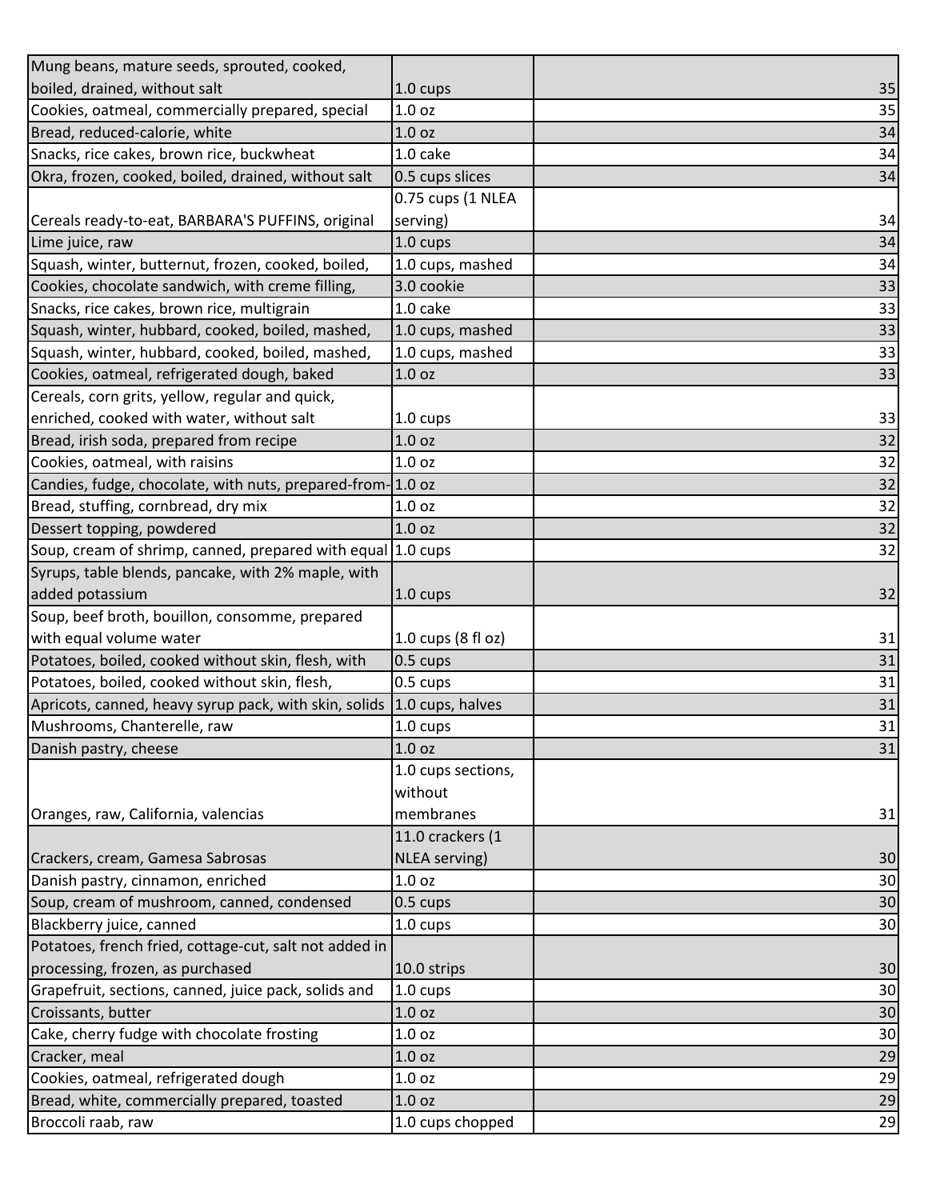| | | |
|---|---|---|
| Mung beans, mature seeds, sprouted, cooked, boiled, drained, without salt | 1.0 cups | 35 |
| Cookies, oatmeal, commercially prepared, special | 1.0 oz | 35 |
| Bread, reduced-calorie, white | 1.0 oz | 34 |
| Snacks, rice cakes, brown rice, buckwheat | 1.0 cake | 34 |
| Okra, frozen, cooked, boiled, drained, without salt | 0.5 cups slices | 34 |
| Cereals ready-to-eat, BARBARA'S PUFFINS, original | 0.75 cups (1 NLEA serving) | 34 |
| Lime juice, raw | 1.0 cups | 34 |
| Squash, winter, butternut, frozen, cooked, boiled, | 1.0 cups, mashed | 34 |
| Cookies, chocolate sandwich, with creme filling, | 3.0 cookie | 33 |
| Snacks, rice cakes, brown rice, multigrain | 1.0 cake | 33 |
| Squash, winter, hubbard, cooked, boiled, mashed, | 1.0 cups, mashed | 33 |
| Squash, winter, hubbard, cooked, boiled, mashed, | 1.0 cups, mashed | 33 |
| Cookies, oatmeal, refrigerated dough, baked | 1.0 oz | 33 |
| Cereals, corn grits, yellow, regular and quick, enriched, cooked with water, without salt | 1.0 cups | 33 |
| Bread, irish soda, prepared from recipe | 1.0 oz | 32 |
| Cookies, oatmeal, with raisins | 1.0 oz | 32 |
| Candies, fudge, chocolate, with nuts, prepared-from- | 1.0 oz | 32 |
| Bread, stuffing, cornbread, dry mix | 1.0 oz | 32 |
| Dessert topping, powdered | 1.0 oz | 32 |
| Soup, cream of shrimp, canned, prepared with equal | 1.0 cups | 32 |
| Syrups, table blends, pancake, with 2% maple, with added potassium | 1.0 cups | 32 |
| Soup, beef broth, bouillon, consomme, prepared with equal volume water | 1.0 cups (8 fl oz) | 31 |
| Potatoes, boiled, cooked without skin, flesh, with | 0.5 cups | 31 |
| Potatoes, boiled, cooked without skin, flesh, | 0.5 cups | 31 |
| Apricots, canned, heavy syrup pack, with skin, solids | 1.0 cups, halves | 31 |
| Mushrooms, Chanterelle, raw | 1.0 cups | 31 |
| Danish pastry, cheese | 1.0 oz | 31 |
| Oranges, raw, California, valencias | 1.0 cups sections, without membranes | 31 |
| Crackers, cream, Gamesa Sabrosas | 11.0 crackers (1 NLEA serving) | 30 |
| Danish pastry, cinnamon, enriched | 1.0 oz | 30 |
| Soup, cream of mushroom, canned, condensed | 0.5 cups | 30 |
| Blackberry juice, canned | 1.0 cups | 30 |
| Potatoes, french fried, cottage-cut, salt not added in processing, frozen, as purchased | 10.0 strips | 30 |
| Grapefruit, sections, canned, juice pack, solids and | 1.0 cups | 30 |
| Croissants, butter | 1.0 oz | 30 |
| Cake, cherry fudge with chocolate frosting | 1.0 oz | 30 |
| Cracker, meal | 1.0 oz | 29 |
| Cookies, oatmeal, refrigerated dough | 1.0 oz | 29 |
| Bread, white, commercially prepared, toasted | 1.0 oz | 29 |
| Broccoli raab, raw | 1.0 cups chopped | 29 |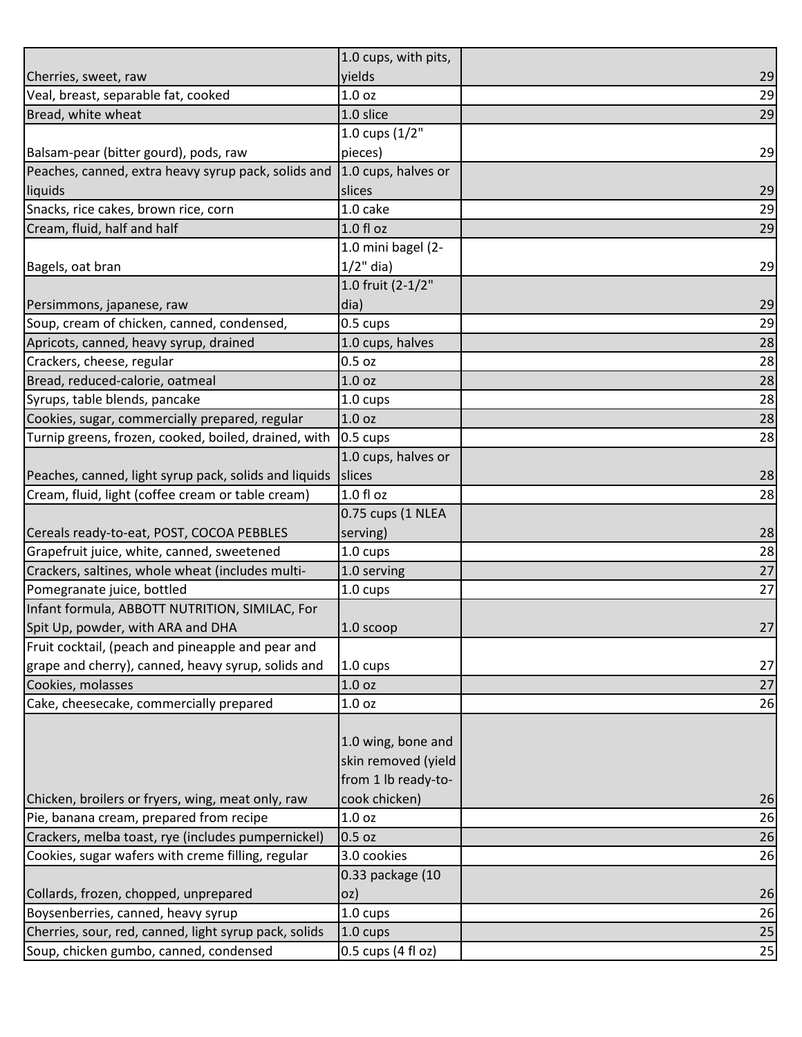| | | |
|---|---|---|
| Cherries, sweet, raw | 1.0 cups, with pits, yields | 29 |
| Veal, breast, separable fat, cooked | 1.0 oz | 29 |
| Bread, white wheat | 1.0 slice | 29 |
| Balsam-pear (bitter gourd), pods, raw | 1.0 cups (1/2" pieces) | 29 |
| Peaches, canned, extra heavy syrup pack, solids and liquids | 1.0 cups, halves or slices | 29 |
| Snacks, rice cakes, brown rice, corn | 1.0 cake | 29 |
| Cream, fluid, half and half | 1.0 fl oz | 29 |
| Bagels, oat bran | 1.0 mini bagel (2-1/2" dia) | 29 |
| Persimmons, japanese, raw | 1.0 fruit (2-1/2" dia) | 29 |
| Soup, cream of chicken, canned, condensed, | 0.5 cups | 29 |
| Apricots, canned, heavy syrup, drained | 1.0 cups, halves | 28 |
| Crackers, cheese, regular | 0.5 oz | 28 |
| Bread, reduced-calorie, oatmeal | 1.0 oz | 28 |
| Syrups, table blends, pancake | 1.0 cups | 28 |
| Cookies, sugar, commercially prepared, regular | 1.0 oz | 28 |
| Turnip greens, frozen, cooked, boiled, drained, with | 0.5 cups | 28 |
| Peaches, canned, light syrup pack, solids and liquids | 1.0 cups, halves or slices | 28 |
| Cream, fluid, light (coffee cream or table cream) | 1.0 fl oz | 28 |
| Cereals ready-to-eat, POST, COCOA PEBBLES | 0.75 cups (1 NLEA serving) | 28 |
| Grapefruit juice, white, canned, sweetened | 1.0 cups | 28 |
| Crackers, saltines, whole wheat (includes multi- | 1.0 serving | 27 |
| Pomegranate juice, bottled | 1.0 cups | 27 |
| Infant formula, ABBOTT NUTRITION, SIMILAC, For Spit Up, powder, with ARA and DHA | 1.0 scoop | 27 |
| Fruit cocktail, (peach and pineapple and pear and grape and cherry), canned, heavy syrup, solids and | 1.0 cups | 27 |
| Cookies, molasses | 1.0 oz | 27 |
| Cake, cheesecake, commercially prepared | 1.0 oz | 26 |
| Chicken, broilers or fryers, wing, meat only, raw | 1.0 wing, bone and skin removed (yield from 1 lb ready-to-cook chicken) | 26 |
| Pie, banana cream, prepared from recipe | 1.0 oz | 26 |
| Crackers, melba toast, rye (includes pumpernickel) | 0.5 oz | 26 |
| Cookies, sugar wafers with creme filling, regular | 3.0 cookies | 26 |
| Collards, frozen, chopped, unprepared | 0.33 package (10 oz) | 26 |
| Boysenberries, canned, heavy syrup | 1.0 cups | 26 |
| Cherries, sour, red, canned, light syrup pack, solids | 1.0 cups | 25 |
| Soup, chicken gumbo, canned, condensed | 0.5 cups (4 fl oz) | 25 |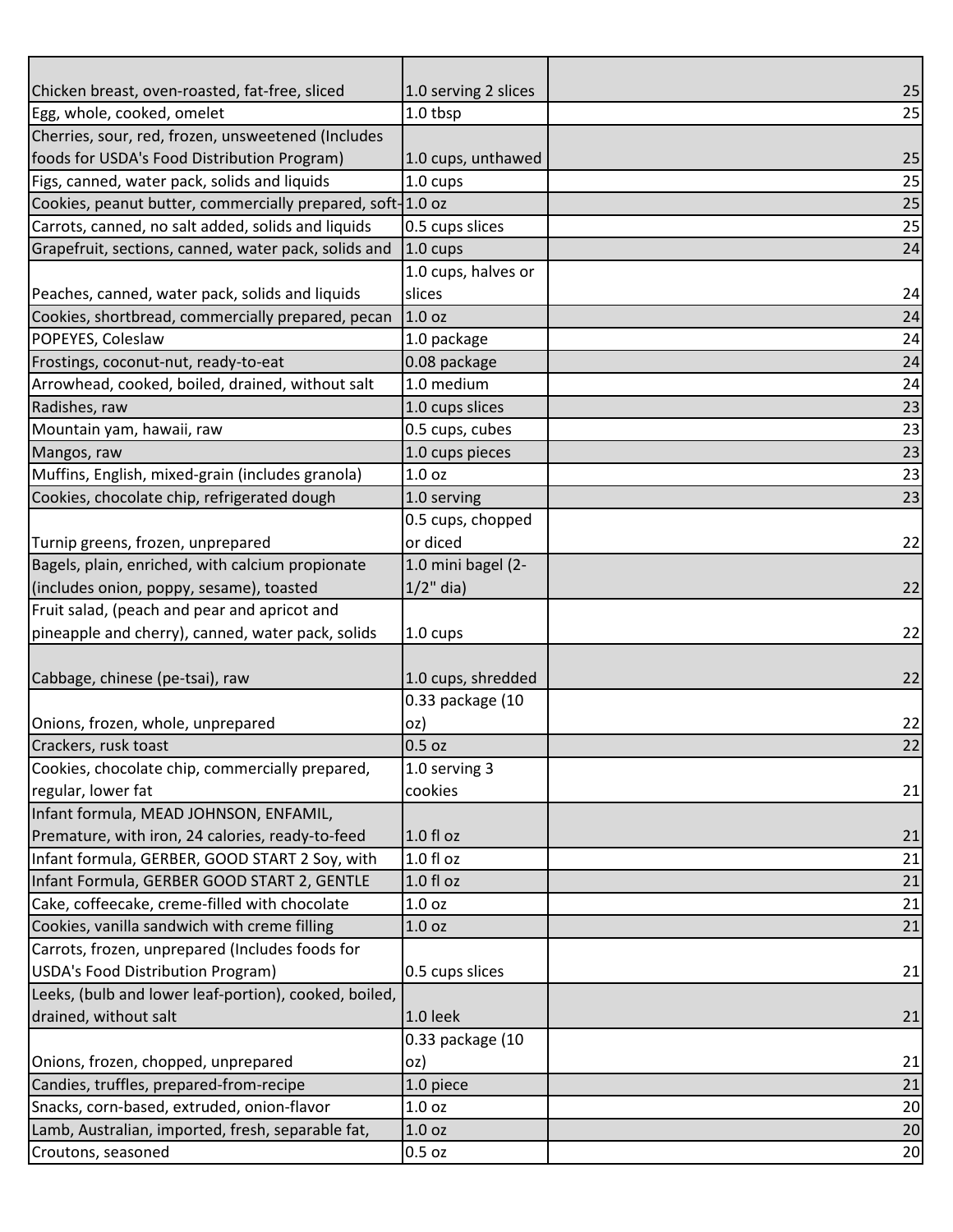| | | |
|---|---|---|
| Chicken breast, oven-roasted, fat-free, sliced | 1.0 serving 2 slices | 25 |
| Egg, whole, cooked, omelet | 1.0 tbsp | 25 |
| Cherries, sour, red, frozen, unsweetened (Includes foods for USDA's Food Distribution Program) | 1.0 cups, unthawed | 25 |
| Figs, canned, water pack, solids and liquids | 1.0 cups | 25 |
| Cookies, peanut butter, commercially prepared, soft- | 1.0 oz | 25 |
| Carrots, canned, no salt added, solids and liquids | 0.5 cups slices | 25 |
| Grapefruit, sections, canned, water pack, solids and | 1.0 cups | 24 |
| Peaches, canned, water pack, solids and liquids | 1.0 cups, halves or slices | 24 |
| Cookies, shortbread, commercially prepared, pecan | 1.0 oz | 24 |
| POPEYES, Coleslaw | 1.0 package | 24 |
| Frostings, coconut-nut, ready-to-eat | 0.08 package | 24 |
| Arrowhead, cooked, boiled, drained, without salt | 1.0 medium | 24 |
| Radishes, raw | 1.0 cups slices | 23 |
| Mountain yam, hawaii, raw | 0.5 cups, cubes | 23 |
| Mangos, raw | 1.0 cups pieces | 23 |
| Muffins, English, mixed-grain (includes granola) | 1.0 oz | 23 |
| Cookies, chocolate chip, refrigerated dough | 1.0 serving | 23 |
| Turnip greens, frozen, unprepared | 0.5 cups, chopped or diced | 22 |
| Bagels, plain, enriched, with calcium propionate (includes onion, poppy, sesame), toasted | 1.0 mini bagel (2-1/2" dia) | 22 |
| Fruit salad, (peach and pear and apricot and pineapple and cherry), canned, water pack, solids | 1.0 cups | 22 |
| Cabbage, chinese (pe-tsai), raw | 1.0 cups, shredded | 22 |
| Onions, frozen, whole, unprepared | 0.33 package (10 oz) | 22 |
| Crackers, rusk toast | 0.5 oz | 22 |
| Cookies, chocolate chip, commercially prepared, regular, lower fat | 1.0 serving 3 cookies | 21 |
| Infant formula, MEAD JOHNSON, ENFAMIL, Premature, with iron, 24 calories, ready-to-feed | 1.0 fl oz | 21 |
| Infant formula, GERBER, GOOD START 2 Soy, with | 1.0 fl oz | 21 |
| Infant Formula, GERBER GOOD START 2, GENTLE | 1.0 fl oz | 21 |
| Cake, coffeecake, creme-filled with chocolate | 1.0 oz | 21 |
| Cookies, vanilla sandwich with creme filling | 1.0 oz | 21 |
| Carrots, frozen, unprepared (Includes foods for USDA's Food Distribution Program) | 0.5 cups slices | 21 |
| Leeks, (bulb and lower leaf-portion), cooked, boiled, drained, without salt | 1.0 leek | 21 |
| Onions, frozen, chopped, unprepared | 0.33 package (10 oz) | 21 |
| Candies, truffles, prepared-from-recipe | 1.0 piece | 21 |
| Snacks, corn-based, extruded, onion-flavor | 1.0 oz | 20 |
| Lamb, Australian, imported, fresh, separable fat, | 1.0 oz | 20 |
| Croutons, seasoned | 0.5 oz | 20 |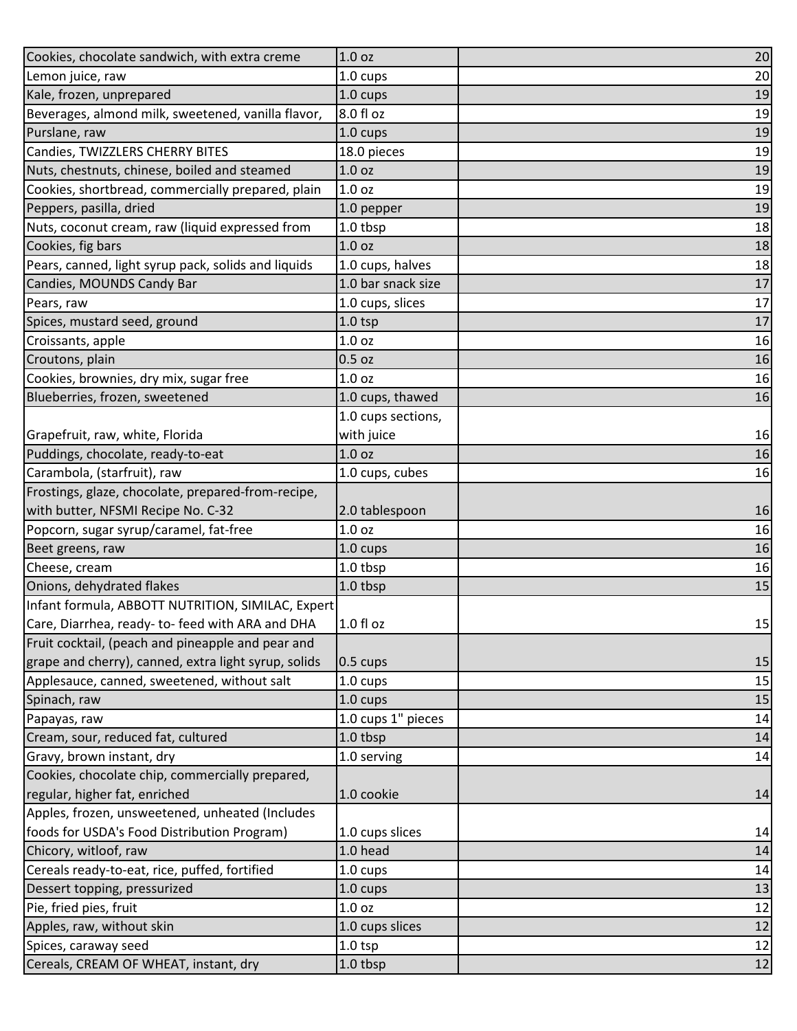| | | |
|---|---|---|
| Cookies, chocolate sandwich, with extra creme | 1.0 oz | 20 |
| Lemon juice, raw | 1.0 cups | 20 |
| Kale, frozen, unprepared | 1.0 cups | 19 |
| Beverages, almond milk, sweetened, vanilla flavor, | 8.0 fl oz | 19 |
| Purslane, raw | 1.0 cups | 19 |
| Candies, TWIZZLERS CHERRY BITES | 18.0 pieces | 19 |
| Nuts, chestnuts, chinese, boiled and steamed | 1.0 oz | 19 |
| Cookies, shortbread, commercially prepared, plain | 1.0 oz | 19 |
| Peppers, pasilla, dried | 1.0 pepper | 19 |
| Nuts, coconut cream, raw (liquid expressed from | 1.0 tbsp | 18 |
| Cookies, fig bars | 1.0 oz | 18 |
| Pears, canned, light syrup pack, solids and liquids | 1.0 cups, halves | 18 |
| Candies, MOUNDS Candy Bar | 1.0 bar snack size | 17 |
| Pears, raw | 1.0 cups, slices | 17 |
| Spices, mustard seed, ground | 1.0 tsp | 17 |
| Croissants, apple | 1.0 oz | 16 |
| Croutons, plain | 0.5 oz | 16 |
| Cookies, brownies, dry mix, sugar free | 1.0 oz | 16 |
| Blueberries, frozen, sweetened | 1.0 cups, thawed | 16 |
| Grapefruit, raw, white, Florida | 1.0 cups sections, with juice | 16 |
| Puddings, chocolate, ready-to-eat | 1.0 oz | 16 |
| Carambola, (starfruit), raw | 1.0 cups, cubes | 16 |
| Frostings, glaze, chocolate, prepared-from-recipe, with butter, NFSMI Recipe No. C-32 | 2.0 tablespoon | 16 |
| Popcorn, sugar syrup/caramel, fat-free | 1.0 oz | 16 |
| Beet greens, raw | 1.0 cups | 16 |
| Cheese, cream | 1.0 tbsp | 16 |
| Onions, dehydrated flakes | 1.0 tbsp | 15 |
| Infant formula, ABBOTT NUTRITION, SIMILAC, Expert Care, Diarrhea, ready- to- feed with ARA and DHA | 1.0 fl oz | 15 |
| Fruit cocktail, (peach and pineapple and pear and grape and cherry), canned, extra light syrup, solids | 0.5 cups | 15 |
| Applesauce, canned, sweetened, without salt | 1.0 cups | 15 |
| Spinach, raw | 1.0 cups | 15 |
| Papayas, raw | 1.0 cups 1" pieces | 14 |
| Cream, sour, reduced fat, cultured | 1.0 tbsp | 14 |
| Gravy, brown instant, dry | 1.0 serving | 14 |
| Cookies, chocolate chip, commercially prepared, regular, higher fat, enriched | 1.0 cookie | 14 |
| Apples, frozen, unsweetened, unheated (Includes foods for USDA's Food Distribution Program) | 1.0 cups slices | 14 |
| Chicory, witloof, raw | 1.0 head | 14 |
| Cereals ready-to-eat, rice, puffed, fortified | 1.0 cups | 14 |
| Dessert topping, pressurized | 1.0 cups | 13 |
| Pie, fried pies, fruit | 1.0 oz | 12 |
| Apples, raw, without skin | 1.0 cups slices | 12 |
| Spices, caraway seed | 1.0 tsp | 12 |
| Cereals, CREAM OF WHEAT, instant, dry | 1.0 tbsp | 12 |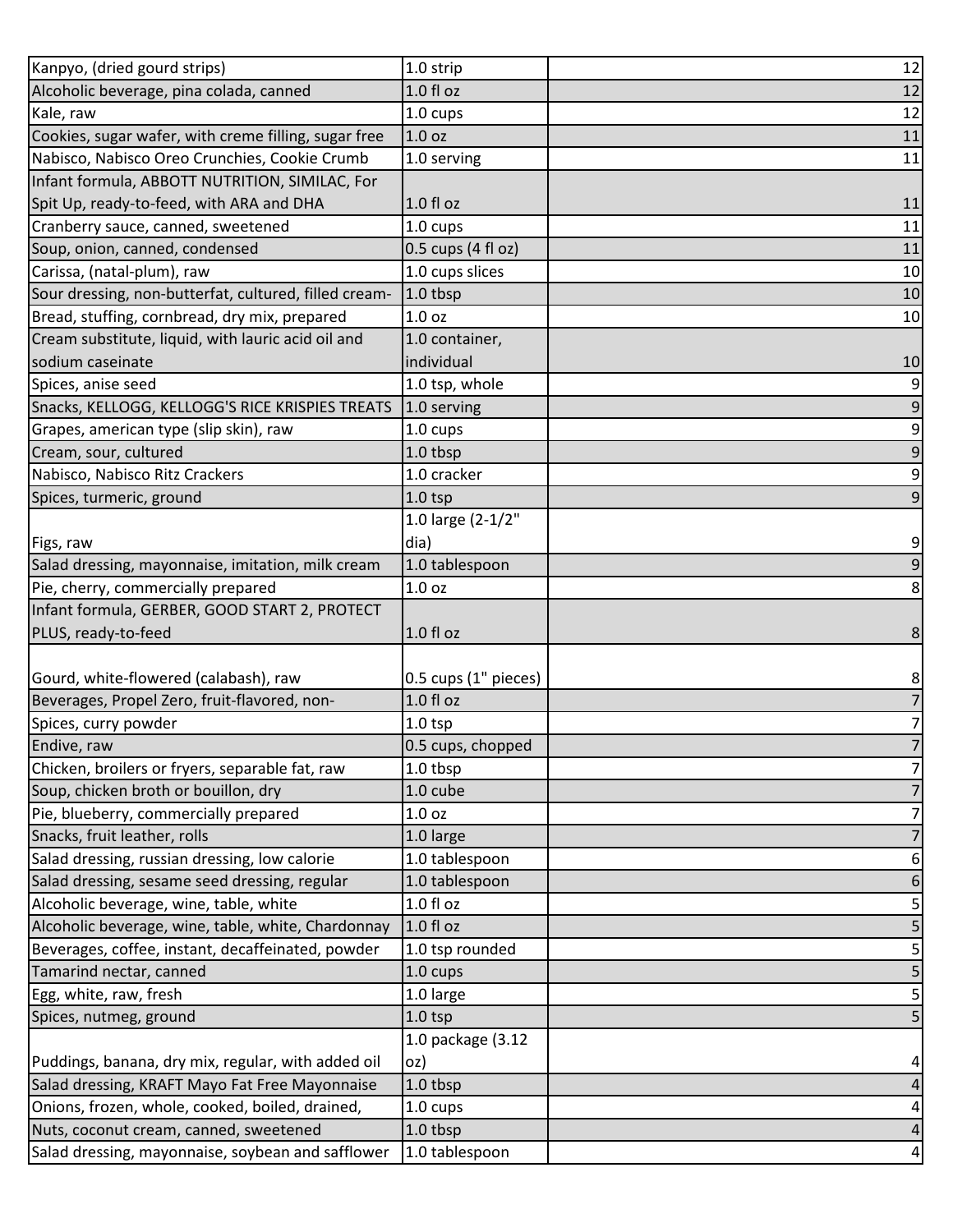| | | |
|---|---|---|
| Kanpyo, (dried gourd strips) | 1.0 strip | 12 |
| Alcoholic beverage, pina colada, canned | 1.0 fl oz | 12 |
| Kale, raw | 1.0 cups | 12 |
| Cookies, sugar wafer, with creme filling, sugar free | 1.0 oz | 11 |
| Nabisco, Nabisco Oreo Crunchies, Cookie Crumb | 1.0 serving | 11 |
| Infant formula, ABBOTT NUTRITION, SIMILAC, For Spit Up, ready-to-feed, with ARA and DHA | 1.0 fl oz | 11 |
| Cranberry sauce, canned, sweetened | 1.0 cups | 11 |
| Soup, onion, canned, condensed | 0.5 cups (4 fl oz) | 11 |
| Carissa, (natal-plum), raw | 1.0 cups slices | 10 |
| Sour dressing, non-butterfat, cultured, filled cream- | 1.0 tbsp | 10 |
| Bread, stuffing, cornbread, dry mix, prepared | 1.0 oz | 10 |
| Cream substitute, liquid, with lauric acid oil and sodium caseinate | 1.0 container, individual | 10 |
| Spices, anise seed | 1.0 tsp, whole | 9 |
| Snacks, KELLOGG, KELLOGG'S RICE KRISPIES TREATS | 1.0 serving | 9 |
| Grapes, american type (slip skin), raw | 1.0 cups | 9 |
| Cream, sour, cultured | 1.0 tbsp | 9 |
| Nabisco, Nabisco Ritz Crackers | 1.0 cracker | 9 |
| Spices, turmeric, ground | 1.0 tsp | 9 |
| Figs, raw | 1.0 large (2-1/2" dia) | 9 |
| Salad dressing, mayonnaise, imitation, milk cream | 1.0 tablespoon | 9 |
| Pie, cherry, commercially prepared | 1.0 oz | 8 |
| Infant formula, GERBER, GOOD START 2, PROTECT PLUS, ready-to-feed | 1.0 fl oz | 8 |
| Gourd, white-flowered (calabash), raw | 0.5 cups (1" pieces) | 8 |
| Beverages, Propel Zero, fruit-flavored, non- | 1.0 fl oz | 7 |
| Spices, curry powder | 1.0 tsp | 7 |
| Endive, raw | 0.5 cups, chopped | 7 |
| Chicken, broilers or fryers, separable fat, raw | 1.0 tbsp | 7 |
| Soup, chicken broth or bouillon, dry | 1.0 cube | 7 |
| Pie, blueberry, commercially prepared | 1.0 oz | 7 |
| Snacks, fruit leather, rolls | 1.0 large | 7 |
| Salad dressing, russian dressing, low calorie | 1.0 tablespoon | 6 |
| Salad dressing, sesame seed dressing, regular | 1.0 tablespoon | 6 |
| Alcoholic beverage, wine, table, white | 1.0 fl oz | 5 |
| Alcoholic beverage, wine, table, white, Chardonnay | 1.0 fl oz | 5 |
| Beverages, coffee, instant, decaffeinated, powder | 1.0 tsp rounded | 5 |
| Tamarind nectar, canned | 1.0 cups | 5 |
| Egg, white, raw, fresh | 1.0 large | 5 |
| Spices, nutmeg, ground | 1.0 tsp | 5 |
| Puddings, banana, dry mix, regular, with added oil | 1.0 package (3.12 oz) | 4 |
| Salad dressing, KRAFT Mayo Fat Free Mayonnaise | 1.0 tbsp | 4 |
| Onions, frozen, whole, cooked, boiled, drained, | 1.0 cups | 4 |
| Nuts, coconut cream, canned, sweetened | 1.0 tbsp | 4 |
| Salad dressing, mayonnaise, soybean and safflower | 1.0 tablespoon | 4 |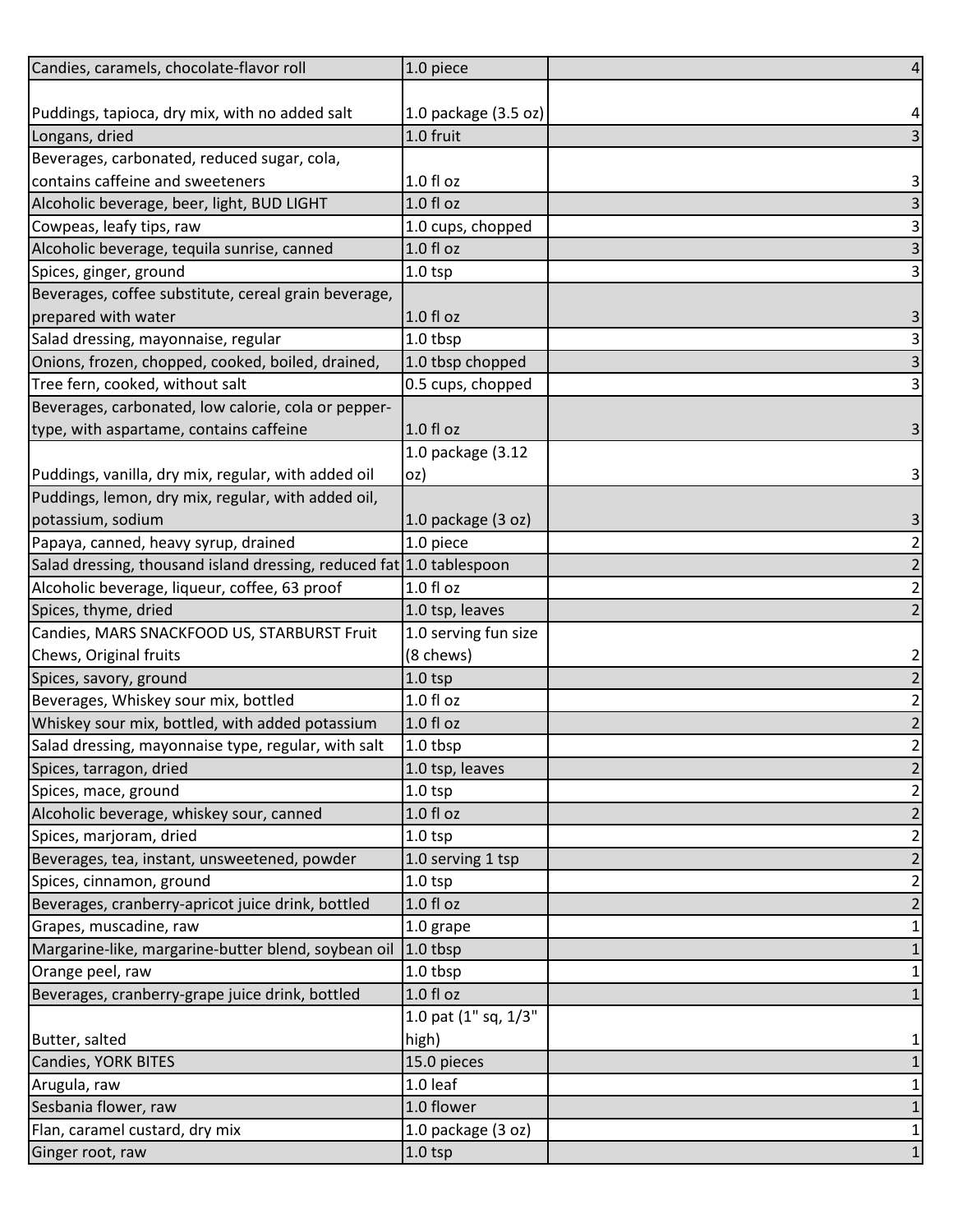| | | | |
|---|---|---|---|
| Candies, caramels, chocolate-flavor roll | 1.0 piece | | 4 |
| Puddings, tapioca, dry mix, with no added salt | 1.0 package (3.5 oz) | | 4 |
| Longans, dried | 1.0 fruit | | 3 |
| Beverages, carbonated, reduced sugar, cola, contains caffeine and sweeteners | 1.0 fl oz | | 3 |
| Alcoholic beverage, beer, light, BUD LIGHT | 1.0 fl oz | | 3 |
| Cowpeas, leafy tips, raw | 1.0 cups, chopped | | 3 |
| Alcoholic beverage, tequila sunrise, canned | 1.0 fl oz | | 3 |
| Spices, ginger, ground | 1.0 tsp | | 3 |
| Beverages, coffee substitute, cereal grain beverage, prepared with water | 1.0 fl oz | | 3 |
| Salad dressing, mayonnaise, regular | 1.0 tbsp | | 3 |
| Onions, frozen, chopped, cooked, boiled, drained, | 1.0 tbsp chopped | | 3 |
| Tree fern, cooked, without salt | 0.5 cups, chopped | | 3 |
| Beverages, carbonated, low calorie, cola or pepper-type, with aspartame, contains caffeine | 1.0 fl oz | | 3 |
| Puddings, vanilla, dry mix, regular, with added oil | 1.0 package (3.12 oz) | | 3 |
| Puddings, lemon, dry mix, regular, with added oil, potassium, sodium | 1.0 package (3 oz) | | 3 |
| Papaya, canned, heavy syrup, drained | 1.0 piece | | 2 |
| Salad dressing, thousand island dressing, reduced fat | 1.0 tablespoon | | 2 |
| Alcoholic beverage, liqueur, coffee, 63 proof | 1.0 fl oz | | 2 |
| Spices, thyme, dried | 1.0 tsp, leaves | | 2 |
| Candies, MARS SNACKFOOD US, STARBURST Fruit Chews, Original fruits | 1.0 serving fun size (8 chews) | | 2 |
| Spices, savory, ground | 1.0 tsp | | 2 |
| Beverages, Whiskey sour mix, bottled | 1.0 fl oz | | 2 |
| Whiskey sour mix, bottled, with added potassium | 1.0 fl oz | | 2 |
| Salad dressing, mayonnaise type, regular, with salt | 1.0 tbsp | | 2 |
| Spices, tarragon, dried | 1.0 tsp, leaves | | 2 |
| Spices, mace, ground | 1.0 tsp | | 2 |
| Alcoholic beverage, whiskey sour, canned | 1.0 fl oz | | 2 |
| Spices, marjoram, dried | 1.0 tsp | | 2 |
| Beverages, tea, instant, unsweetened, powder | 1.0 serving 1 tsp | | 2 |
| Spices, cinnamon, ground | 1.0 tsp | | 2 |
| Beverages, cranberry-apricot juice drink, bottled | 1.0 fl oz | | 2 |
| Grapes, muscadine, raw | 1.0 grape | | 1 |
| Margarine-like, margarine-butter blend, soybean oil | 1.0 tbsp | | 1 |
| Orange peel, raw | 1.0 tbsp | | 1 |
| Beverages, cranberry-grape juice drink, bottled | 1.0 fl oz | | 1 |
| Butter, salted | 1.0 pat (1" sq, 1/3" high) | | 1 |
| Candies, YORK BITES | 15.0 pieces | | 1 |
| Arugula, raw | 1.0 leaf | | 1 |
| Sesbania flower, raw | 1.0 flower | | 1 |
| Flan, caramel custard, dry mix | 1.0 package (3 oz) | | 1 |
| Ginger root, raw | 1.0 tsp | | 1 |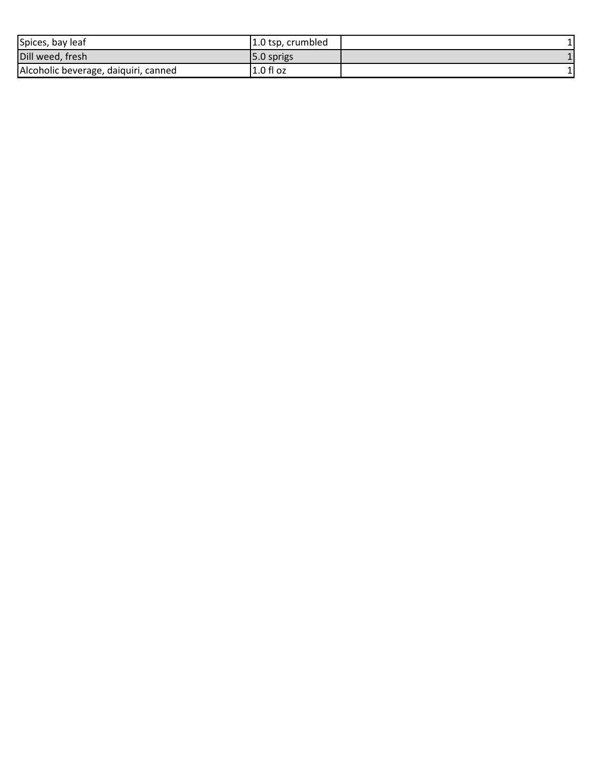| | | | |
|---|---|---|---|
| Spices, bay leaf | 1.0 tsp, crumbled | | 1 |
| Dill weed, fresh | 5.0 sprigs | | 1 |
| Alcoholic beverage, daiquiri, canned | 1.0 fl oz | | 1 |